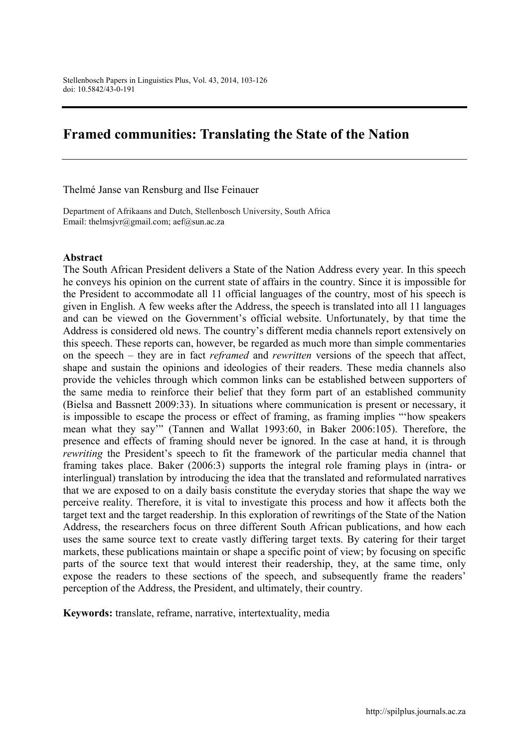# Framed communities: Translating the State of the Nation

Thelmé Janse van Rensburg and Ilse Feinauer

Department of Afrikaans and Dutch, Stellenbosch University, South Africa
Email: thelmsjvr@gmail.com; aef@sun.ac.za

## Abstract

The South African President delivers a State of the Nation Address every year. In this speech he conveys his opinion on the current state of affairs in the country. Since it is impossible for the President to accommodate all 11 official languages of the country, most of his speech is given in English. A few weeks after the Address, the speech is translated into all 11 languages and can be viewed on the Government's official website. Unfortunately, by that time the Address is considered old news. The country's different media channels report extensively on this speech. These reports can, however, be regarded as much more than simple commentaries on the speech – they are in fact *reframed* and *rewritten* versions of the speech that affect, shape and sustain the opinions and ideologies of their readers. These media channels also provide the vehicles through which common links can be established between supporters of the same media to reinforce their belief that they form part of an established community (Bielsa and Bassnett 2009:33). In situations where communication is present or necessary, it is impossible to escape the process or effect of framing, as framing implies "'how speakers mean what they say'" (Tannen and Wallat 1993:60, in Baker 2006:105). Therefore, the presence and effects of framing should never be ignored. In the case at hand, it is through *rewriting* the President's speech to fit the framework of the particular media channel that framing takes place. Baker (2006:3) supports the integral role framing plays in (intra- or interlingual) translation by introducing the idea that the translated and reformulated narratives that we are exposed to on a daily basis constitute the everyday stories that shape the way we perceive reality. Therefore, it is vital to investigate this process and how it affects both the target text and the target readership. In this exploration of rewritings of the State of the Nation Address, the researchers focus on three different South African publications, and how each uses the same source text to create vastly differing target texts. By catering for their target markets, these publications maintain or shape a specific point of view; by focusing on specific parts of the source text that would interest their readership, they, at the same time, only expose the readers to these sections of the speech, and subsequently frame the readers' perception of the Address, the President, and ultimately, their country.

**Keywords:** translate, reframe, narrative, intertextuality, media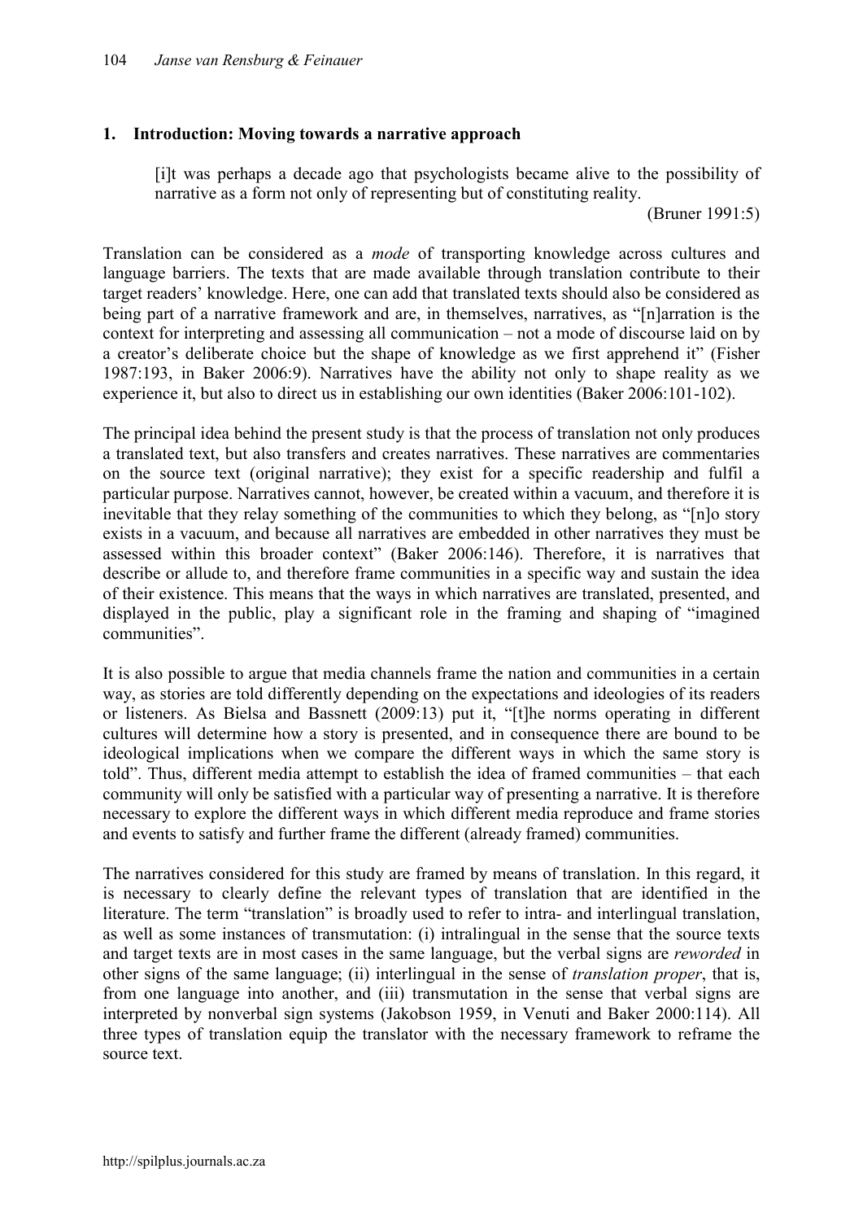## 1. Introduction: Moving towards a narrative approach

> [i]t was perhaps a decade ago that psychologists became alive to the possibility of narrative as a form not only of representing but of constituting reality.
>
> (Bruner 1991:5)

Translation can be considered as a *mode* of transporting knowledge across cultures and language barriers. The texts that are made available through translation contribute to their target readers' knowledge. Here, one can add that translated texts should also be considered as being part of a narrative framework and are, in themselves, narratives, as "[n]arration is the context for interpreting and assessing all communication – not a mode of discourse laid on by a creator's deliberate choice but the shape of knowledge as we first apprehend it" (Fisher 1987:193, in Baker 2006:9). Narratives have the ability not only to shape reality as we experience it, but also to direct us in establishing our own identities (Baker 2006:101-102).

The principal idea behind the present study is that the process of translation not only produces a translated text, but also transfers and creates narratives. These narratives are commentaries on the source text (original narrative); they exist for a specific readership and fulfil a particular purpose. Narratives cannot, however, be created within a vacuum, and therefore it is inevitable that they relay something of the communities to which they belong, as "[n]o story exists in a vacuum, and because all narratives are embedded in other narratives they must be assessed within this broader context" (Baker 2006:146). Therefore, it is narratives that describe or allude to, and therefore frame communities in a specific way and sustain the idea of their existence. This means that the ways in which narratives are translated, presented, and displayed in the public, play a significant role in the framing and shaping of "imagined communities".

It is also possible to argue that media channels frame the nation and communities in a certain way, as stories are told differently depending on the expectations and ideologies of its readers or listeners. As Bielsa and Bassnett (2009:13) put it, "[t]he norms operating in different cultures will determine how a story is presented, and in consequence there are bound to be ideological implications when we compare the different ways in which the same story is told". Thus, different media attempt to establish the idea of framed communities – that each community will only be satisfied with a particular way of presenting a narrative. It is therefore necessary to explore the different ways in which different media reproduce and frame stories and events to satisfy and further frame the different (already framed) communities.

The narratives considered for this study are framed by means of translation. In this regard, it is necessary to clearly define the relevant types of translation that are identified in the literature. The term "translation" is broadly used to refer to intra- and interlingual translation, as well as some instances of transmutation: (i) intralingual in the sense that the source texts and target texts are in most cases in the same language, but the verbal signs are *reworded* in other signs of the same language; (ii) interlingual in the sense of *translation proper*, that is, from one language into another, and (iii) transmutation in the sense that verbal signs are interpreted by nonverbal sign systems (Jakobson 1959, in Venuti and Baker 2000:114). All three types of translation equip the translator with the necessary framework to reframe the source text.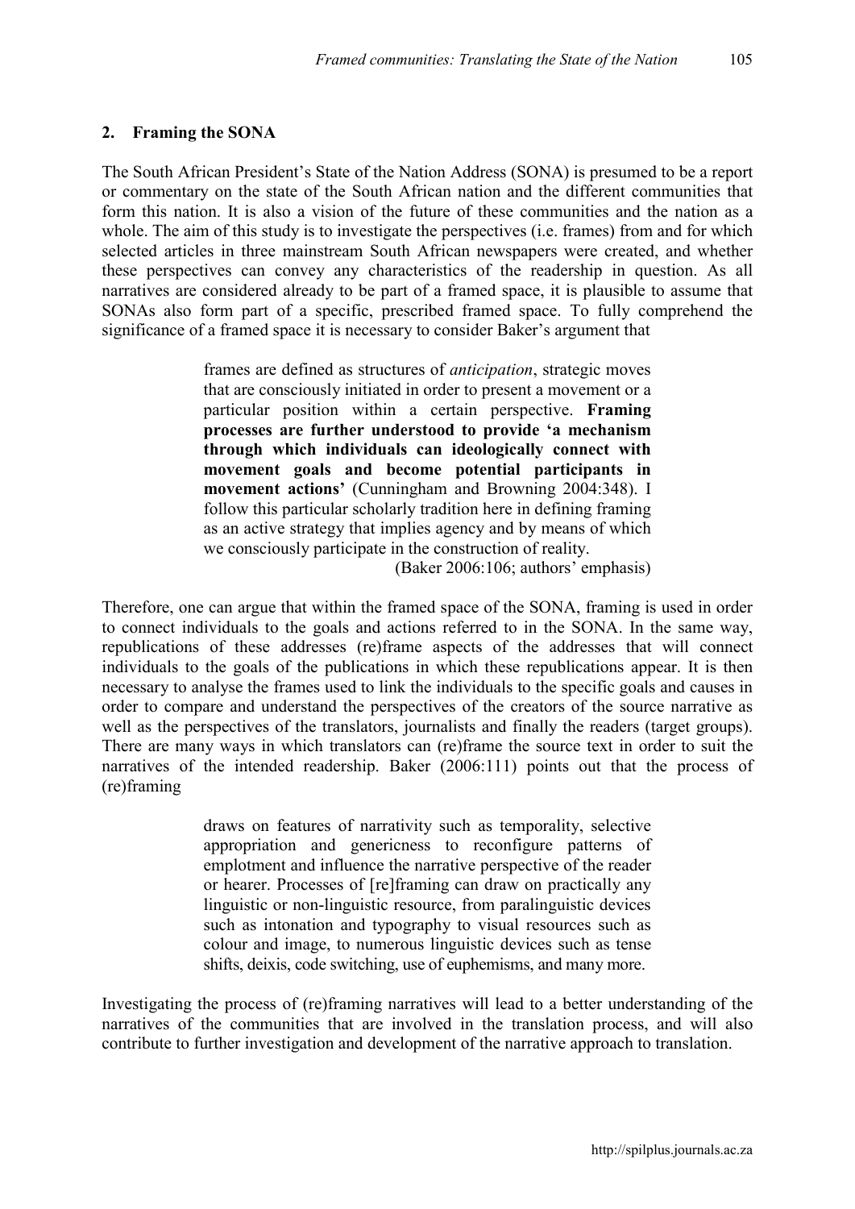## 2. Framing the SONA

The South African President's State of the Nation Address (SONA) is presumed to be a report or commentary on the state of the South African nation and the different communities that form this nation. It is also a vision of the future of these communities and the nation as a whole. The aim of this study is to investigate the perspectives (i.e. frames) from and for which selected articles in three mainstream South African newspapers were created, and whether these perspectives can convey any characteristics of the readership in question. As all narratives are considered already to be part of a framed space, it is plausible to assume that SONAs also form part of a specific, prescribed framed space. To fully comprehend the significance of a framed space it is necessary to consider Baker's argument that

> frames are defined as structures of *anticipation*, strategic moves that are consciously initiated in order to present a movement or a particular position within a certain perspective. **Framing processes are further understood to provide 'a mechanism through which individuals can ideologically connect with movement goals and become potential participants in movement actions'** (Cunningham and Browning 2004:348). I follow this particular scholarly tradition here in defining framing as an active strategy that implies agency and by means of which we consciously participate in the construction of reality.
>
> (Baker 2006:106; authors' emphasis)

Therefore, one can argue that within the framed space of the SONA, framing is used in order to connect individuals to the goals and actions referred to in the SONA. In the same way, republications of these addresses (re)frame aspects of the addresses that will connect individuals to the goals of the publications in which these republications appear. It is then necessary to analyse the frames used to link the individuals to the specific goals and causes in order to compare and understand the perspectives of the creators of the source narrative as well as the perspectives of the translators, journalists and finally the readers (target groups). There are many ways in which translators can (re)frame the source text in order to suit the narratives of the intended readership. Baker (2006:111) points out that the process of (re)framing

> draws on features of narrativity such as temporality, selective appropriation and genericness to reconfigure patterns of emplotment and influence the narrative perspective of the reader or hearer. Processes of [re]framing can draw on practically any linguistic or non-linguistic resource, from paralinguistic devices such as intonation and typography to visual resources such as colour and image, to numerous linguistic devices such as tense shifts, deixis, code switching, use of euphemisms, and many more.

Investigating the process of (re)framing narratives will lead to a better understanding of the narratives of the communities that are involved in the translation process, and will also contribute to further investigation and development of the narrative approach to translation.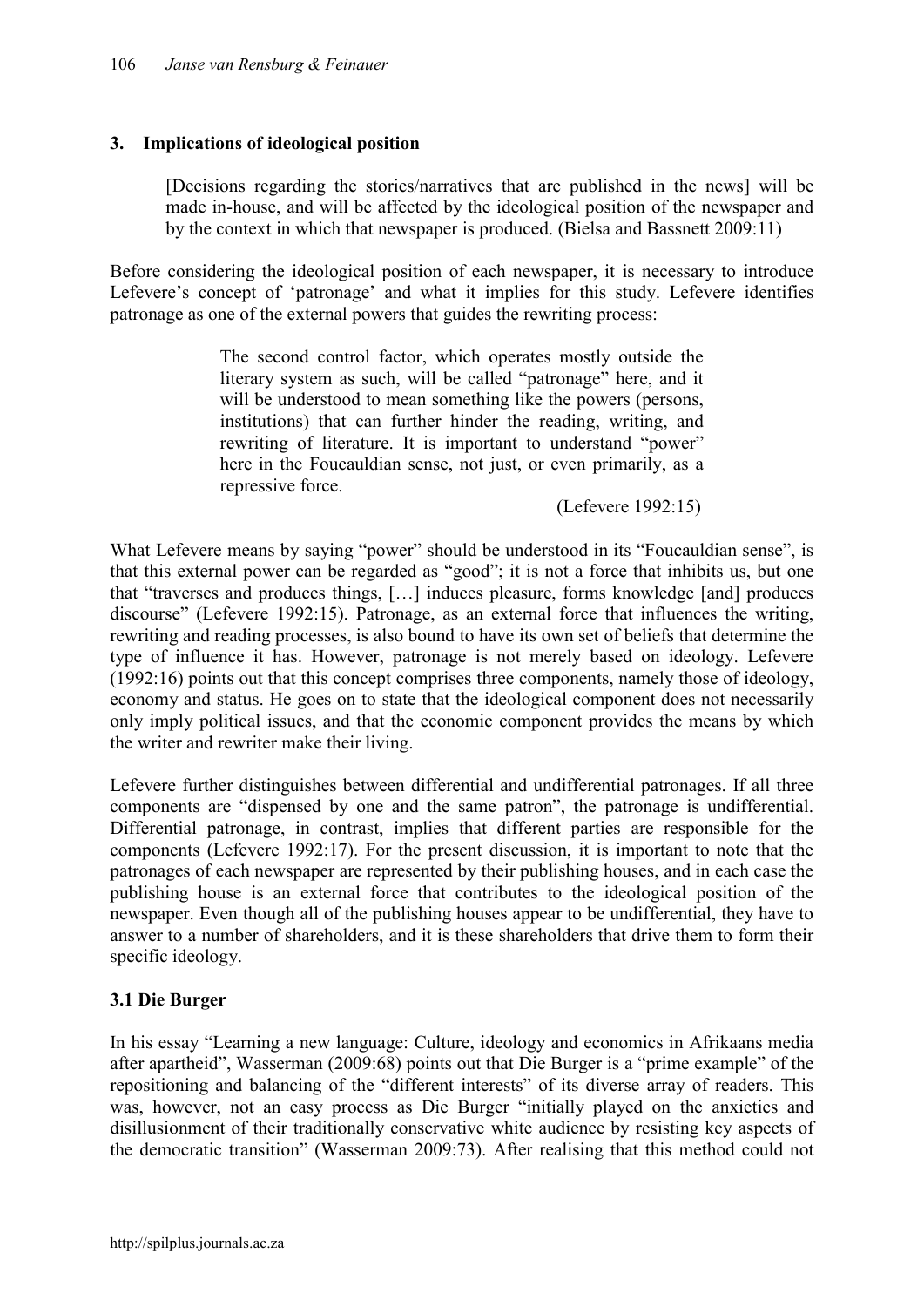## 3. Implications of ideological position

> [Decisions regarding the stories/narratives that are published in the news] will be made in-house, and will be affected by the ideological position of the newspaper and by the context in which that newspaper is produced. (Bielsa and Bassnett 2009:11)

Before considering the ideological position of each newspaper, it is necessary to introduce Lefevere's concept of 'patronage' and what it implies for this study. Lefevere identifies patronage as one of the external powers that guides the rewriting process:

> The second control factor, which operates mostly outside the literary system as such, will be called "patronage" here, and it will be understood to mean something like the powers (persons, institutions) that can further hinder the reading, writing, and rewriting of literature. It is important to understand "power" here in the Foucauldian sense, not just, or even primarily, as a repressive force.
>
> (Lefevere 1992:15)

What Lefevere means by saying "power" should be understood in its "Foucauldian sense", is that this external power can be regarded as "good"; it is not a force that inhibits us, but one that "traverses and produces things, […] induces pleasure, forms knowledge [and] produces discourse" (Lefevere 1992:15). Patronage, as an external force that influences the writing, rewriting and reading processes, is also bound to have its own set of beliefs that determine the type of influence it has. However, patronage is not merely based on ideology. Lefevere (1992:16) points out that this concept comprises three components, namely those of ideology, economy and status. He goes on to state that the ideological component does not necessarily only imply political issues, and that the economic component provides the means by which the writer and rewriter make their living.

Lefevere further distinguishes between differential and undifferential patronages. If all three components are "dispensed by one and the same patron", the patronage is undifferential. Differential patronage, in contrast, implies that different parties are responsible for the components (Lefevere 1992:17). For the present discussion, it is important to note that the patronages of each newspaper are represented by their publishing houses, and in each case the publishing house is an external force that contributes to the ideological position of the newspaper. Even though all of the publishing houses appear to be undifferential, they have to answer to a number of shareholders, and it is these shareholders that drive them to form their specific ideology.

### 3.1 Die Burger

In his essay "Learning a new language: Culture, ideology and economics in Afrikaans media after apartheid", Wasserman (2009:68) points out that Die Burger is a "prime example" of the repositioning and balancing of the "different interests" of its diverse array of readers. This was, however, not an easy process as Die Burger "initially played on the anxieties and disillusionment of their traditionally conservative white audience by resisting key aspects of the democratic transition" (Wasserman 2009:73). After realising that this method could not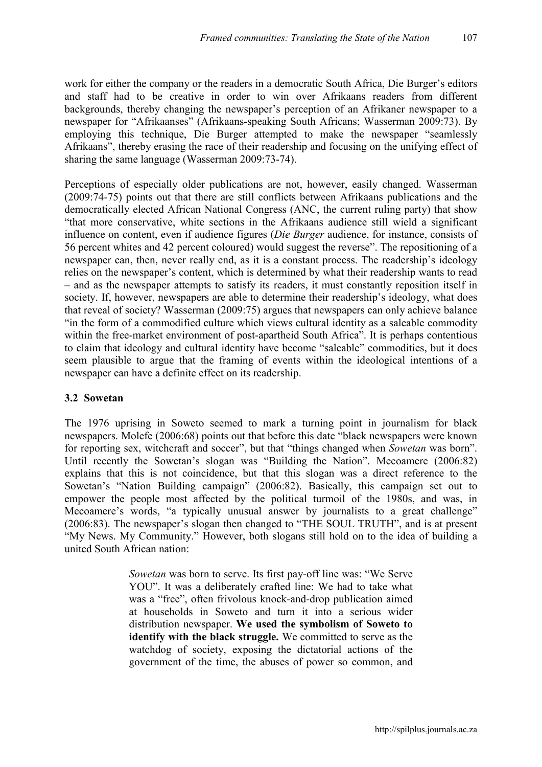work for either the company or the readers in a democratic South Africa, Die Burger's editors and staff had to be creative in order to win over Afrikaans readers from different backgrounds, thereby changing the newspaper's perception of an Afrikaner newspaper to a newspaper for "Afrikaanses" (Afrikaans-speaking South Africans; Wasserman 2009:73). By employing this technique, Die Burger attempted to make the newspaper "seamlessly Afrikaans", thereby erasing the race of their readership and focusing on the unifying effect of sharing the same language (Wasserman 2009:73-74).

Perceptions of especially older publications are not, however, easily changed. Wasserman (2009:74-75) points out that there are still conflicts between Afrikaans publications and the democratically elected African National Congress (ANC, the current ruling party) that show "that more conservative, white sections in the Afrikaans audience still wield a significant influence on content, even if audience figures (*Die Burger* audience, for instance, consists of 56 percent whites and 42 percent coloured) would suggest the reverse". The repositioning of a newspaper can, then, never really end, as it is a constant process. The readership's ideology relies on the newspaper's content, which is determined by what their readership wants to read – and as the newspaper attempts to satisfy its readers, it must constantly reposition itself in society. If, however, newspapers are able to determine their readership's ideology, what does that reveal of society? Wasserman (2009:75) argues that newspapers can only achieve balance "in the form of a commodified culture which views cultural identity as a saleable commodity within the free-market environment of post-apartheid South Africa". It is perhaps contentious to claim that ideology and cultural identity have become "saleable" commodities, but it does seem plausible to argue that the framing of events within the ideological intentions of a newspaper can have a definite effect on its readership.

### 3.2 Sowetan

The 1976 uprising in Soweto seemed to mark a turning point in journalism for black newspapers. Molefe (2006:68) points out that before this date "black newspapers were known for reporting sex, witchcraft and soccer", but that "things changed when *Sowetan* was born". Until recently the Sowetan's slogan was "Building the Nation". Mecoamere (2006:82) explains that this is not coincidence, but that this slogan was a direct reference to the Sowetan's "Nation Building campaign" (2006:82). Basically, this campaign set out to empower the people most affected by the political turmoil of the 1980s, and was, in Mecoamere's words, "a typically unusual answer by journalists to a great challenge" (2006:83). The newspaper's slogan then changed to "THE SOUL TRUTH", and is at present "My News. My Community." However, both slogans still hold on to the idea of building a united South African nation:

> *Sowetan* was born to serve. Its first pay-off line was: "We Serve YOU". It was a deliberately crafted line: We had to take what was a "free", often frivolous knock-and-drop publication aimed at households in Soweto and turn it into a serious wider distribution newspaper. **We used the symbolism of Soweto to identify with the black struggle.** We committed to serve as the watchdog of society, exposing the dictatorial actions of the government of the time, the abuses of power so common, and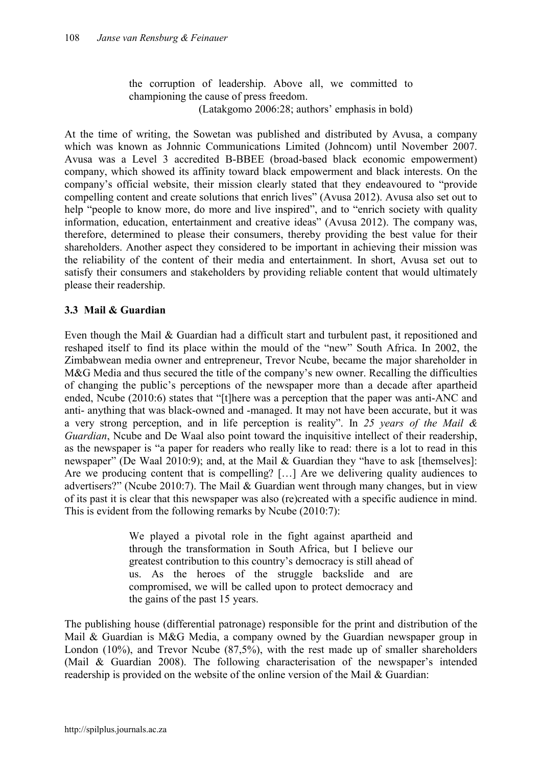> the corruption of leadership. Above all, we committed to championing the cause of press freedom.
>
> (Latakgomo 2006:28; authors' emphasis in bold)

At the time of writing, the Sowetan was published and distributed by Avusa, a company which was known as Johnnic Communications Limited (Johncom) until November 2007. Avusa was a Level 3 accredited B-BBEE (broad-based black economic empowerment) company, which showed its affinity toward black empowerment and black interests. On the company's official website, their mission clearly stated that they endeavoured to "provide compelling content and create solutions that enrich lives" (Avusa 2012). Avusa also set out to help "people to know more, do more and live inspired", and to "enrich society with quality information, education, entertainment and creative ideas" (Avusa 2012). The company was, therefore, determined to please their consumers, thereby providing the best value for their shareholders. Another aspect they considered to be important in achieving their mission was the reliability of the content of their media and entertainment. In short, Avusa set out to satisfy their consumers and stakeholders by providing reliable content that would ultimately please their readership.

### 3.3 Mail & Guardian

Even though the Mail & Guardian had a difficult start and turbulent past, it repositioned and reshaped itself to find its place within the mould of the "new" South Africa. In 2002, the Zimbabwean media owner and entrepreneur, Trevor Ncube, became the major shareholder in M&G Media and thus secured the title of the company's new owner. Recalling the difficulties of changing the public's perceptions of the newspaper more than a decade after apartheid ended, Ncube (2010:6) states that "[t]here was a perception that the paper was anti-ANC and anti- anything that was black-owned and -managed. It may not have been accurate, but it was a very strong perception, and in life perception is reality". In *25 years of the Mail & Guardian*, Ncube and De Waal also point toward the inquisitive intellect of their readership, as the newspaper is "a paper for readers who really like to read: there is a lot to read in this newspaper" (De Waal 2010:9); and, at the Mail & Guardian they "have to ask [themselves]: Are we producing content that is compelling? […] Are we delivering quality audiences to advertisers?" (Ncube 2010:7). The Mail & Guardian went through many changes, but in view of its past it is clear that this newspaper was also (re)created with a specific audience in mind. This is evident from the following remarks by Ncube (2010:7):

> We played a pivotal role in the fight against apartheid and through the transformation in South Africa, but I believe our greatest contribution to this country's democracy is still ahead of us. As the heroes of the struggle backslide and are compromised, we will be called upon to protect democracy and the gains of the past 15 years.

The publishing house (differential patronage) responsible for the print and distribution of the Mail & Guardian is M&G Media, a company owned by the Guardian newspaper group in London (10%), and Trevor Ncube (87,5%), with the rest made up of smaller shareholders (Mail & Guardian 2008). The following characterisation of the newspaper's intended readership is provided on the website of the online version of the Mail & Guardian: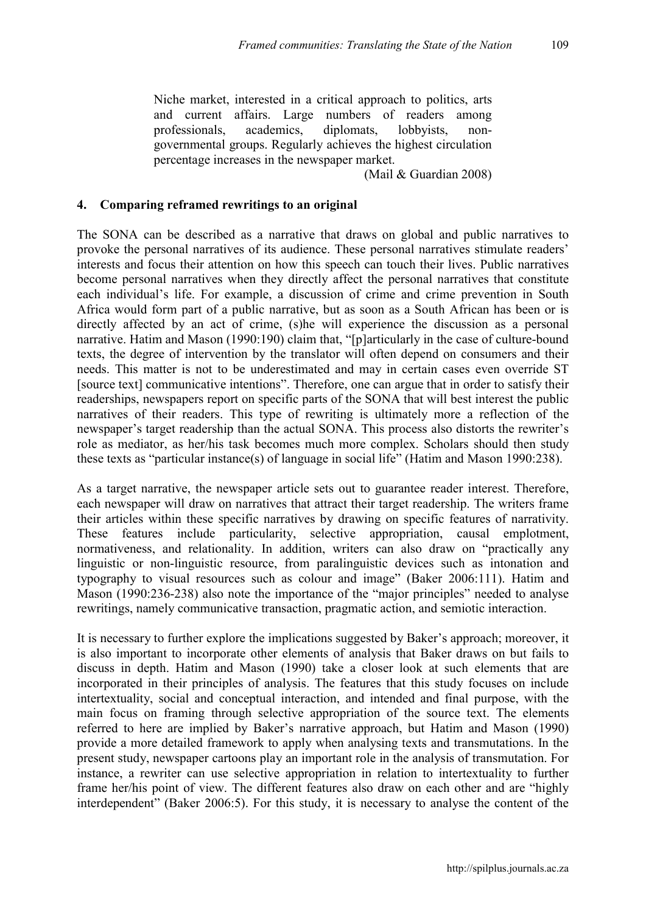> Niche market, interested in a critical approach to politics, arts and current affairs. Large numbers of readers among professionals, academics, diplomats, lobbyists, non-governmental groups. Regularly achieves the highest circulation percentage increases in the newspaper market.
>
> (Mail & Guardian 2008)

## 4. Comparing reframed rewritings to an original

The SONA can be described as a narrative that draws on global and public narratives to provoke the personal narratives of its audience. These personal narratives stimulate readers' interests and focus their attention on how this speech can touch their lives. Public narratives become personal narratives when they directly affect the personal narratives that constitute each individual's life. For example, a discussion of crime and crime prevention in South Africa would form part of a public narrative, but as soon as a South African has been or is directly affected by an act of crime, (s)he will experience the discussion as a personal narrative. Hatim and Mason (1990:190) claim that, "[p]articularly in the case of culture-bound texts, the degree of intervention by the translator will often depend on consumers and their needs. This matter is not to be underestimated and may in certain cases even override ST [source text] communicative intentions". Therefore, one can argue that in order to satisfy their readerships, newspapers report on specific parts of the SONA that will best interest the public narratives of their readers. This type of rewriting is ultimately more a reflection of the newspaper's target readership than the actual SONA. This process also distorts the rewriter's role as mediator, as her/his task becomes much more complex. Scholars should then study these texts as "particular instance(s) of language in social life" (Hatim and Mason 1990:238).

As a target narrative, the newspaper article sets out to guarantee reader interest. Therefore, each newspaper will draw on narratives that attract their target readership. The writers frame their articles within these specific narratives by drawing on specific features of narrativity. These features include particularity, selective appropriation, causal emplotment, normativeness, and relationality. In addition, writers can also draw on "practically any linguistic or non-linguistic resource, from paralinguistic devices such as intonation and typography to visual resources such as colour and image" (Baker 2006:111). Hatim and Mason (1990:236-238) also note the importance of the "major principles" needed to analyse rewritings, namely communicative transaction, pragmatic action, and semiotic interaction.

It is necessary to further explore the implications suggested by Baker's approach; moreover, it is also important to incorporate other elements of analysis that Baker draws on but fails to discuss in depth. Hatim and Mason (1990) take a closer look at such elements that are incorporated in their principles of analysis. The features that this study focuses on include intertextuality, social and conceptual interaction, and intended and final purpose, with the main focus on framing through selective appropriation of the source text. The elements referred to here are implied by Baker's narrative approach, but Hatim and Mason (1990) provide a more detailed framework to apply when analysing texts and transmutations. In the present study, newspaper cartoons play an important role in the analysis of transmutation. For instance, a rewriter can use selective appropriation in relation to intertextuality to further frame her/his point of view. The different features also draw on each other and are "highly interdependent" (Baker 2006:5). For this study, it is necessary to analyse the content of the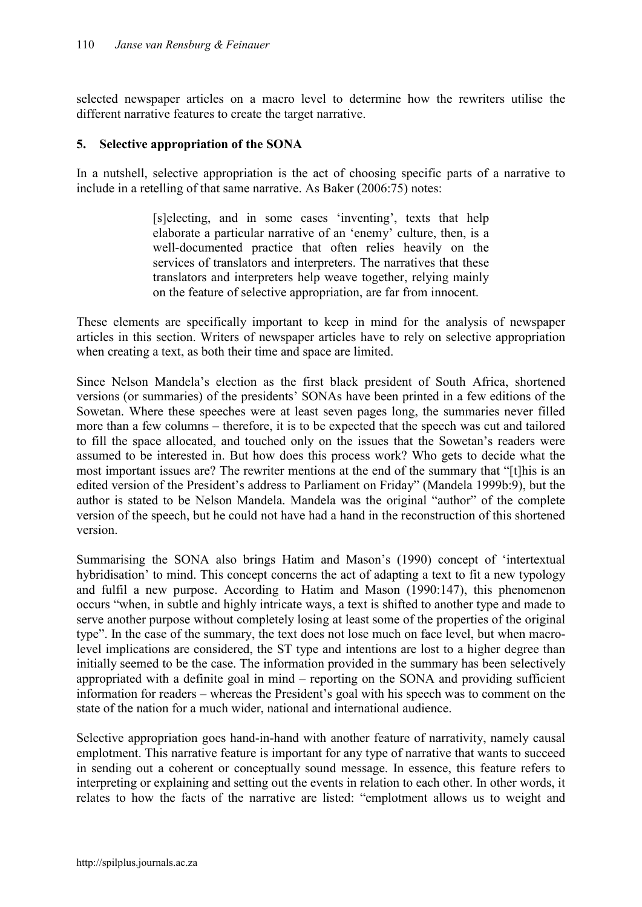selected newspaper articles on a macro level to determine how the rewriters utilise the different narrative features to create the target narrative.

## 5. Selective appropriation of the SONA

In a nutshell, selective appropriation is the act of choosing specific parts of a narrative to include in a retelling of that same narrative. As Baker (2006:75) notes:

> [s]electing, and in some cases 'inventing', texts that help elaborate a particular narrative of an 'enemy' culture, then, is a well-documented practice that often relies heavily on the services of translators and interpreters. The narratives that these translators and interpreters help weave together, relying mainly on the feature of selective appropriation, are far from innocent.

These elements are specifically important to keep in mind for the analysis of newspaper articles in this section. Writers of newspaper articles have to rely on selective appropriation when creating a text, as both their time and space are limited.

Since Nelson Mandela's election as the first black president of South Africa, shortened versions (or summaries) of the presidents' SONAs have been printed in a few editions of the Sowetan. Where these speeches were at least seven pages long, the summaries never filled more than a few columns – therefore, it is to be expected that the speech was cut and tailored to fill the space allocated, and touched only on the issues that the Sowetan's readers were assumed to be interested in. But how does this process work? Who gets to decide what the most important issues are? The rewriter mentions at the end of the summary that "[t]his is an edited version of the President's address to Parliament on Friday" (Mandela 1999b:9), but the author is stated to be Nelson Mandela. Mandela was the original "author" of the complete version of the speech, but he could not have had a hand in the reconstruction of this shortened version.

Summarising the SONA also brings Hatim and Mason's (1990) concept of 'intertextual hybridisation' to mind. This concept concerns the act of adapting a text to fit a new typology and fulfil a new purpose. According to Hatim and Mason (1990:147), this phenomenon occurs "when, in subtle and highly intricate ways, a text is shifted to another type and made to serve another purpose without completely losing at least some of the properties of the original type". In the case of the summary, the text does not lose much on face level, but when macro-level implications are considered, the ST type and intentions are lost to a higher degree than initially seemed to be the case. The information provided in the summary has been selectively appropriated with a definite goal in mind – reporting on the SONA and providing sufficient information for readers – whereas the President's goal with his speech was to comment on the state of the nation for a much wider, national and international audience.

Selective appropriation goes hand-in-hand with another feature of narrativity, namely causal emplotment. This narrative feature is important for any type of narrative that wants to succeed in sending out a coherent or conceptually sound message. In essence, this feature refers to interpreting or explaining and setting out the events in relation to each other. In other words, it relates to how the facts of the narrative are listed: "emplotment allows us to weight and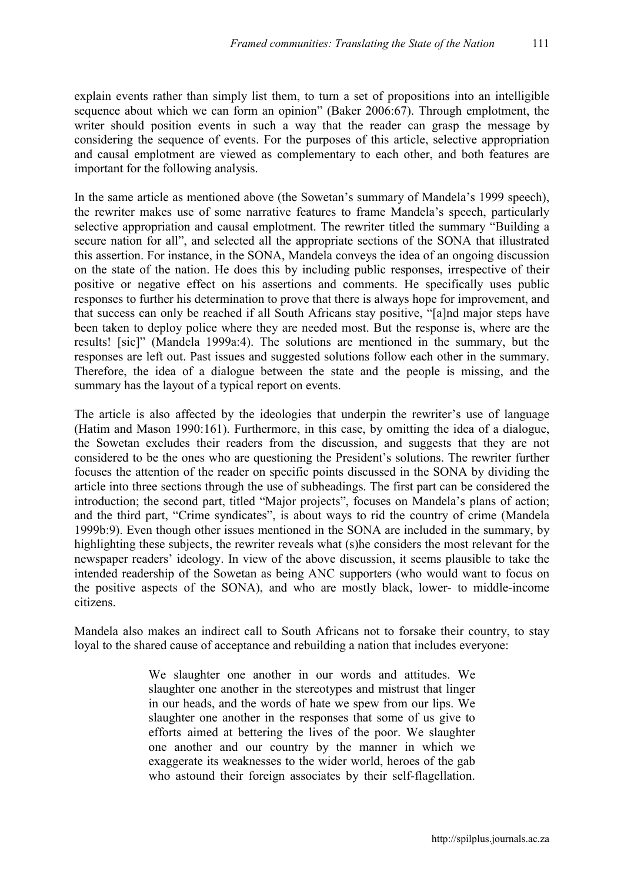explain events rather than simply list them, to turn a set of propositions into an intelligible sequence about which we can form an opinion" (Baker 2006:67). Through emplotment, the writer should position events in such a way that the reader can grasp the message by considering the sequence of events. For the purposes of this article, selective appropriation and causal emplotment are viewed as complementary to each other, and both features are important for the following analysis.

In the same article as mentioned above (the Sowetan's summary of Mandela's 1999 speech), the rewriter makes use of some narrative features to frame Mandela's speech, particularly selective appropriation and causal emplotment. The rewriter titled the summary "Building a secure nation for all", and selected all the appropriate sections of the SONA that illustrated this assertion. For instance, in the SONA, Mandela conveys the idea of an ongoing discussion on the state of the nation. He does this by including public responses, irrespective of their positive or negative effect on his assertions and comments. He specifically uses public responses to further his determination to prove that there is always hope for improvement, and that success can only be reached if all South Africans stay positive, "[a]nd major steps have been taken to deploy police where they are needed most. But the response is, where are the results! [sic]" (Mandela 1999a:4). The solutions are mentioned in the summary, but the responses are left out. Past issues and suggested solutions follow each other in the summary. Therefore, the idea of a dialogue between the state and the people is missing, and the summary has the layout of a typical report on events.

The article is also affected by the ideologies that underpin the rewriter's use of language (Hatim and Mason 1990:161). Furthermore, in this case, by omitting the idea of a dialogue, the Sowetan excludes their readers from the discussion, and suggests that they are not considered to be the ones who are questioning the President's solutions. The rewriter further focuses the attention of the reader on specific points discussed in the SONA by dividing the article into three sections through the use of subheadings. The first part can be considered the introduction; the second part, titled "Major projects", focuses on Mandela's plans of action; and the third part, "Crime syndicates", is about ways to rid the country of crime (Mandela 1999b:9). Even though other issues mentioned in the SONA are included in the summary, by highlighting these subjects, the rewriter reveals what (s)he considers the most relevant for the newspaper readers' ideology. In view of the above discussion, it seems plausible to take the intended readership of the Sowetan as being ANC supporters (who would want to focus on the positive aspects of the SONA), and who are mostly black, lower- to middle-income citizens.

Mandela also makes an indirect call to South Africans not to forsake their country, to stay loyal to the shared cause of acceptance and rebuilding a nation that includes everyone:

> We slaughter one another in our words and attitudes. We slaughter one another in the stereotypes and mistrust that linger in our heads, and the words of hate we spew from our lips. We slaughter one another in the responses that some of us give to efforts aimed at bettering the lives of the poor. We slaughter one another and our country by the manner in which we exaggerate its weaknesses to the wider world, heroes of the gab who astound their foreign associates by their self-flagellation.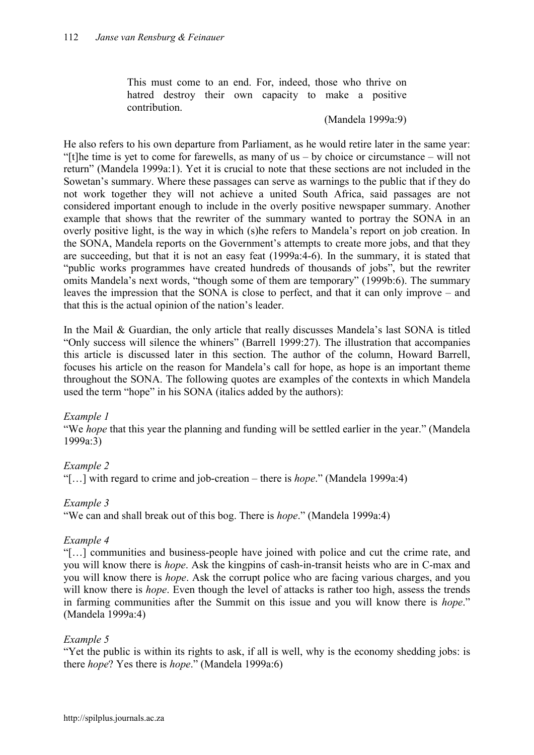> This must come to an end. For, indeed, those who thrive on hatred destroy their own capacity to make a positive contribution.
>
> (Mandela 1999a:9)

He also refers to his own departure from Parliament, as he would retire later in the same year: "[t]he time is yet to come for farewells, as many of us – by choice or circumstance – will not return" (Mandela 1999a:1). Yet it is crucial to note that these sections are not included in the Sowetan's summary. Where these passages can serve as warnings to the public that if they do not work together they will not achieve a united South Africa, said passages are not considered important enough to include in the overly positive newspaper summary. Another example that shows that the rewriter of the summary wanted to portray the SONA in an overly positive light, is the way in which (s)he refers to Mandela's report on job creation. In the SONA, Mandela reports on the Government's attempts to create more jobs, and that they are succeeding, but that it is not an easy feat (1999a:4-6). In the summary, it is stated that "public works programmes have created hundreds of thousands of jobs", but the rewriter omits Mandela's next words, "though some of them are temporary" (1999b:6). The summary leaves the impression that the SONA is close to perfect, and that it can only improve – and that this is the actual opinion of the nation's leader.

In the Mail & Guardian, the only article that really discusses Mandela's last SONA is titled "Only success will silence the whiners" (Barrell 1999:27). The illustration that accompanies this article is discussed later in this section. The author of the column, Howard Barrell, focuses his article on the reason for Mandela's call for hope, as hope is an important theme throughout the SONA. The following quotes are examples of the contexts in which Mandela used the term "hope" in his SONA (italics added by the authors):

*Example 1*

"We *hope* that this year the planning and funding will be settled earlier in the year." (Mandela 1999a:3)

*Example 2*

"[…] with regard to crime and job-creation – there is *hope*." (Mandela 1999a:4)

*Example 3*

"We can and shall break out of this bog. There is *hope*." (Mandela 1999a:4)

*Example 4*

"[…] communities and business-people have joined with police and cut the crime rate, and you will know there is *hope*. Ask the kingpins of cash-in-transit heists who are in C-max and you will know there is *hope*. Ask the corrupt police who are facing various charges, and you will know there is *hope*. Even though the level of attacks is rather too high, assess the trends in farming communities after the Summit on this issue and you will know there is *hope*." (Mandela 1999a:4)

*Example 5*

"Yet the public is within its rights to ask, if all is well, why is the economy shedding jobs: is there *hope*? Yes there is *hope*." (Mandela 1999a:6)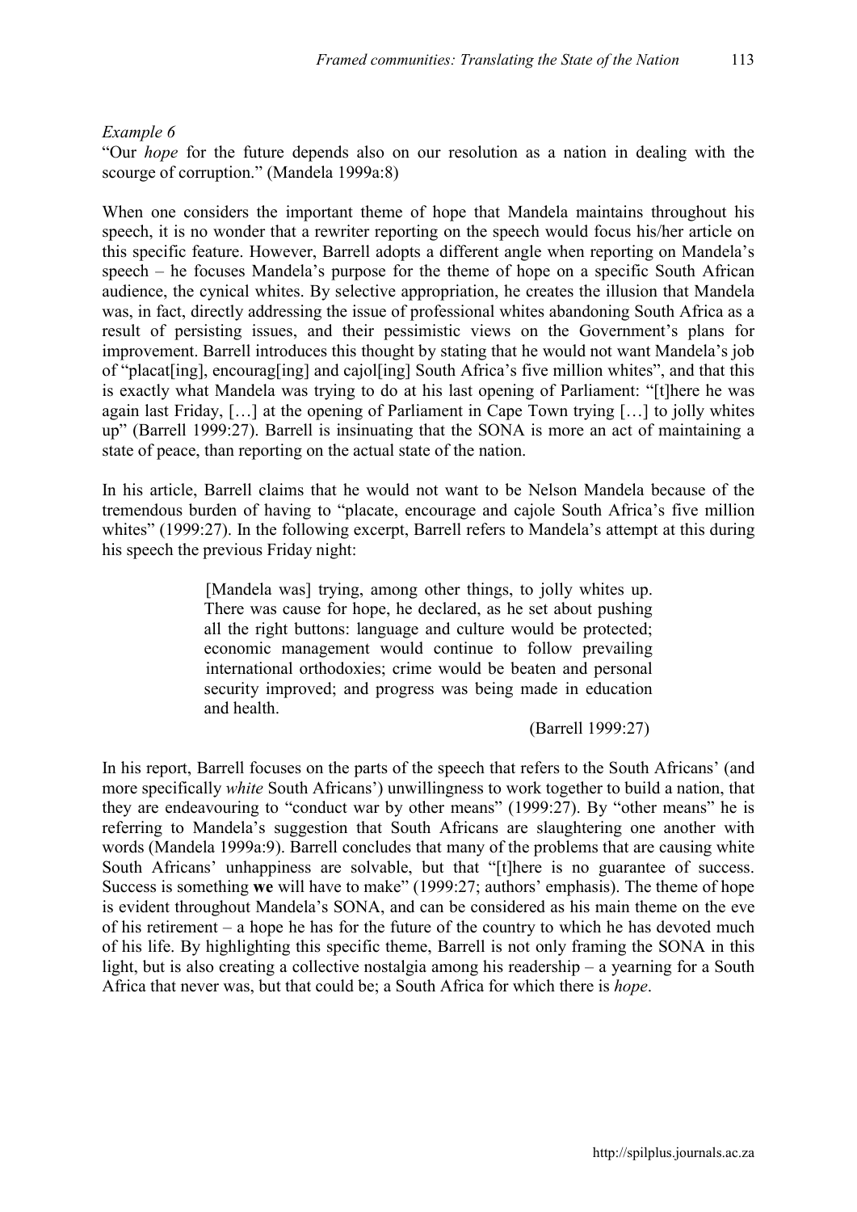*Example 6*

"Our *hope* for the future depends also on our resolution as a nation in dealing with the scourge of corruption." (Mandela 1999a:8)

When one considers the important theme of hope that Mandela maintains throughout his speech, it is no wonder that a rewriter reporting on the speech would focus his/her article on this specific feature. However, Barrell adopts a different angle when reporting on Mandela's speech – he focuses Mandela's purpose for the theme of hope on a specific South African audience, the cynical whites. By selective appropriation, he creates the illusion that Mandela was, in fact, directly addressing the issue of professional whites abandoning South Africa as a result of persisting issues, and their pessimistic views on the Government's plans for improvement. Barrell introduces this thought by stating that he would not want Mandela's job of "placat[ing], encourag[ing] and cajol[ing] South Africa's five million whites", and that this is exactly what Mandela was trying to do at his last opening of Parliament: "[t]here he was again last Friday, […] at the opening of Parliament in Cape Town trying […] to jolly whites up" (Barrell 1999:27). Barrell is insinuating that the SONA is more an act of maintaining a state of peace, than reporting on the actual state of the nation.

In his article, Barrell claims that he would not want to be Nelson Mandela because of the tremendous burden of having to "placate, encourage and cajole South Africa's five million whites" (1999:27). In the following excerpt, Barrell refers to Mandela's attempt at this during his speech the previous Friday night:

> [Mandela was] trying, among other things, to jolly whites up. There was cause for hope, he declared, as he set about pushing all the right buttons: language and culture would be protected; economic management would continue to follow prevailing international orthodoxies; crime would be beaten and personal security improved; and progress was being made in education and health.
>
> (Barrell 1999:27)

In his report, Barrell focuses on the parts of the speech that refers to the South Africans' (and more specifically *white* South Africans') unwillingness to work together to build a nation, that they are endeavouring to "conduct war by other means" (1999:27). By "other means" he is referring to Mandela's suggestion that South Africans are slaughtering one another with words (Mandela 1999a:9). Barrell concludes that many of the problems that are causing white South Africans' unhappiness are solvable, but that "[t]here is no guarantee of success. Success is something **we** will have to make" (1999:27; authors' emphasis). The theme of hope is evident throughout Mandela's SONA, and can be considered as his main theme on the eve of his retirement – a hope he has for the future of the country to which he has devoted much of his life. By highlighting this specific theme, Barrell is not only framing the SONA in this light, but is also creating a collective nostalgia among his readership – a yearning for a South Africa that never was, but that could be; a South Africa for which there is *hope*.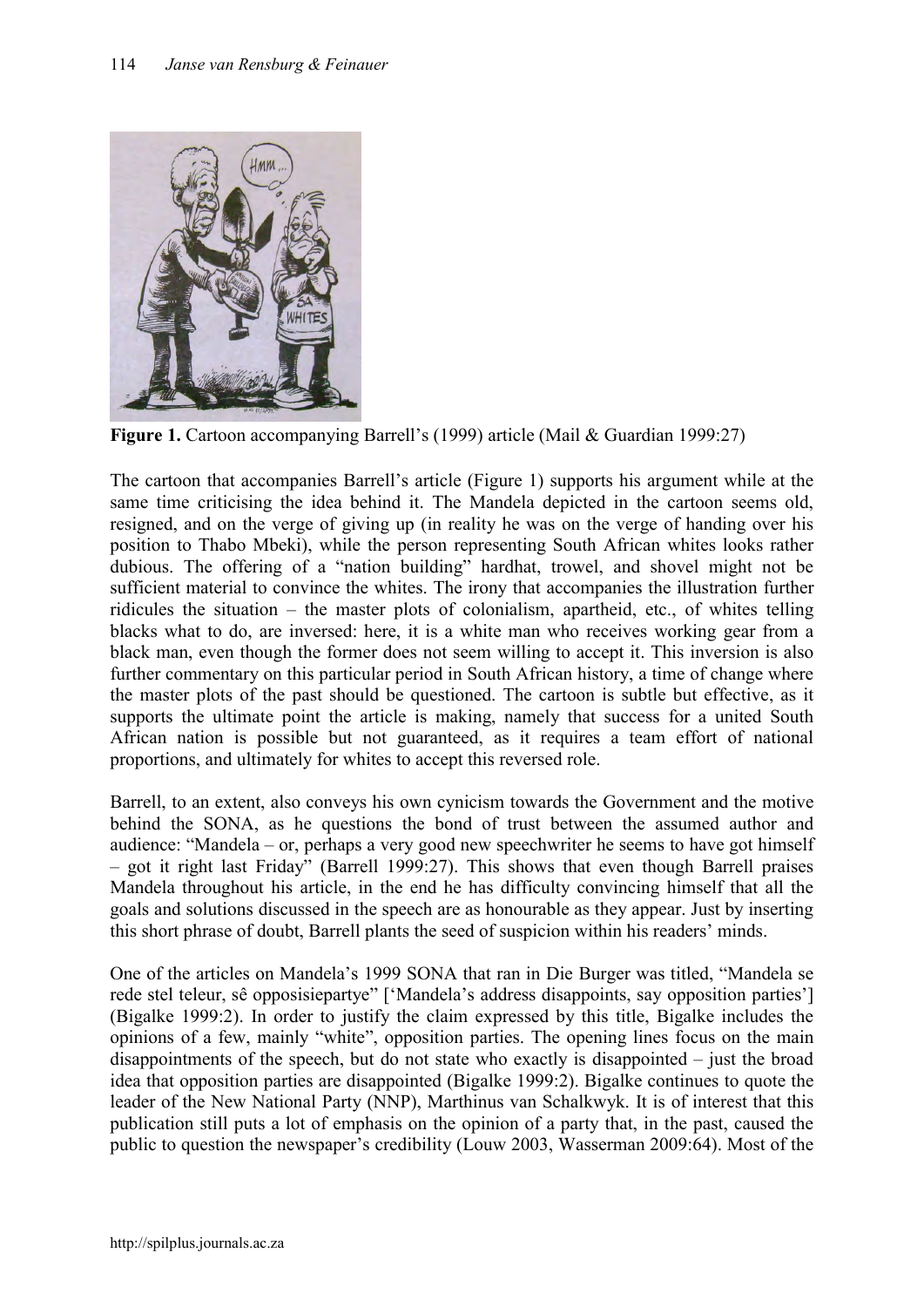**Figure 1.** Cartoon accompanying Barrell's (1999) article (Mail & Guardian 1999:27)

The cartoon that accompanies Barrell's article (Figure 1) supports his argument while at the same time criticising the idea behind it. The Mandela depicted in the cartoon seems old, resigned, and on the verge of giving up (in reality he was on the verge of handing over his position to Thabo Mbeki), while the person representing South African whites looks rather dubious. The offering of a "nation building" hardhat, trowel, and shovel might not be sufficient material to convince the whites. The irony that accompanies the illustration further ridicules the situation – the master plots of colonialism, apartheid, etc., of whites telling blacks what to do, are inversed: here, it is a white man who receives working gear from a black man, even though the former does not seem willing to accept it. This inversion is also further commentary on this particular period in South African history, a time of change where the master plots of the past should be questioned. The cartoon is subtle but effective, as it supports the ultimate point the article is making, namely that success for a united South African nation is possible but not guaranteed, as it requires a team effort of national proportions, and ultimately for whites to accept this reversed role.

Barrell, to an extent, also conveys his own cynicism towards the Government and the motive behind the SONA, as he questions the bond of trust between the assumed author and audience: "Mandela – or, perhaps a very good new speechwriter he seems to have got himself – got it right last Friday" (Barrell 1999:27). This shows that even though Barrell praises Mandela throughout his article, in the end he has difficulty convincing himself that all the goals and solutions discussed in the speech are as honourable as they appear. Just by inserting this short phrase of doubt, Barrell plants the seed of suspicion within his readers' minds.

One of the articles on Mandela's 1999 SONA that ran in Die Burger was titled, "Mandela se rede stel teleur, sê opposisiepartye" ['Mandela's address disappoints, say opposition parties'] (Bigalke 1999:2). In order to justify the claim expressed by this title, Bigalke includes the opinions of a few, mainly "white", opposition parties. The opening lines focus on the main disappointments of the speech, but do not state who exactly is disappointed – just the broad idea that opposition parties are disappointed (Bigalke 1999:2). Bigalke continues to quote the leader of the New National Party (NNP), Marthinus van Schalkwyk. It is of interest that this publication still puts a lot of emphasis on the opinion of a party that, in the past, caused the public to question the newspaper's credibility (Louw 2003, Wasserman 2009:64). Most of the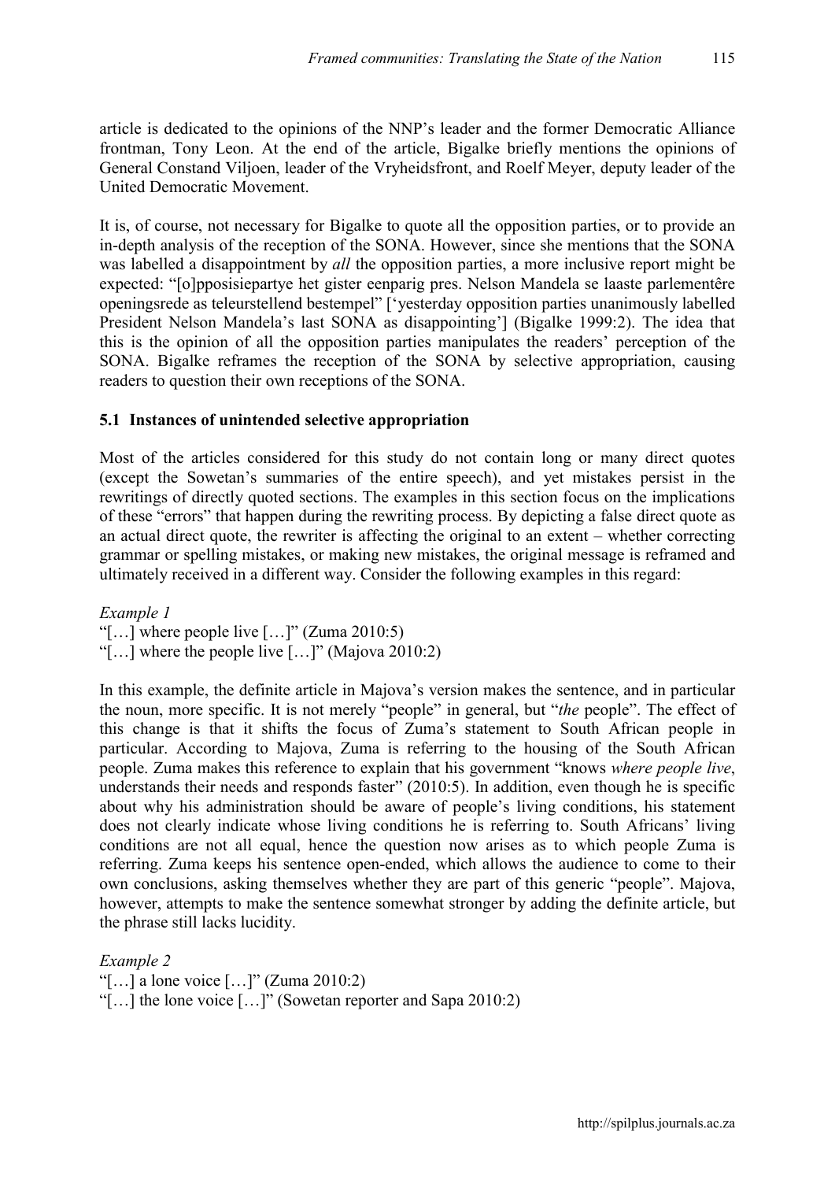article is dedicated to the opinions of the NNP's leader and the former Democratic Alliance frontman, Tony Leon. At the end of the article, Bigalke briefly mentions the opinions of General Constand Viljoen, leader of the Vryheidsfront, and Roelf Meyer, deputy leader of the United Democratic Movement.

It is, of course, not necessary for Bigalke to quote all the opposition parties, or to provide an in-depth analysis of the reception of the SONA. However, since she mentions that the SONA was labelled a disappointment by *all* the opposition parties, a more inclusive report might be expected: "[o]pposisiepartye het gister eenparig pres. Nelson Mandela se laaste parlementêre openingsrede as teleurstellend bestempel" ['yesterday opposition parties unanimously labelled President Nelson Mandela's last SONA as disappointing'] (Bigalke 1999:2). The idea that this is the opinion of all the opposition parties manipulates the readers' perception of the SONA. Bigalke reframes the reception of the SONA by selective appropriation, causing readers to question their own receptions of the SONA.

### 5.1 Instances of unintended selective appropriation

Most of the articles considered for this study do not contain long or many direct quotes (except the Sowetan's summaries of the entire speech), and yet mistakes persist in the rewritings of directly quoted sections. The examples in this section focus on the implications of these "errors" that happen during the rewriting process. By depicting a false direct quote as an actual direct quote, the rewriter is affecting the original to an extent – whether correcting grammar or spelling mistakes, or making new mistakes, the original message is reframed and ultimately received in a different way. Consider the following examples in this regard:

*Example 1*

"[…] where people live […]" (Zuma 2010:5)
"[…] where the people live […]" (Majova 2010:2)

In this example, the definite article in Majova's version makes the sentence, and in particular the noun, more specific. It is not merely "people" in general, but "*the* people". The effect of this change is that it shifts the focus of Zuma's statement to South African people in particular. According to Majova, Zuma is referring to the housing of the South African people. Zuma makes this reference to explain that his government "knows *where people live*, understands their needs and responds faster" (2010:5). In addition, even though he is specific about why his administration should be aware of people's living conditions, his statement does not clearly indicate whose living conditions he is referring to. South Africans' living conditions are not all equal, hence the question now arises as to which people Zuma is referring. Zuma keeps his sentence open-ended, which allows the audience to come to their own conclusions, asking themselves whether they are part of this generic "people". Majova, however, attempts to make the sentence somewhat stronger by adding the definite article, but the phrase still lacks lucidity.

*Example 2*

"[…] a lone voice […]" (Zuma 2010:2)
"[…] the lone voice […]" (Sowetan reporter and Sapa 2010:2)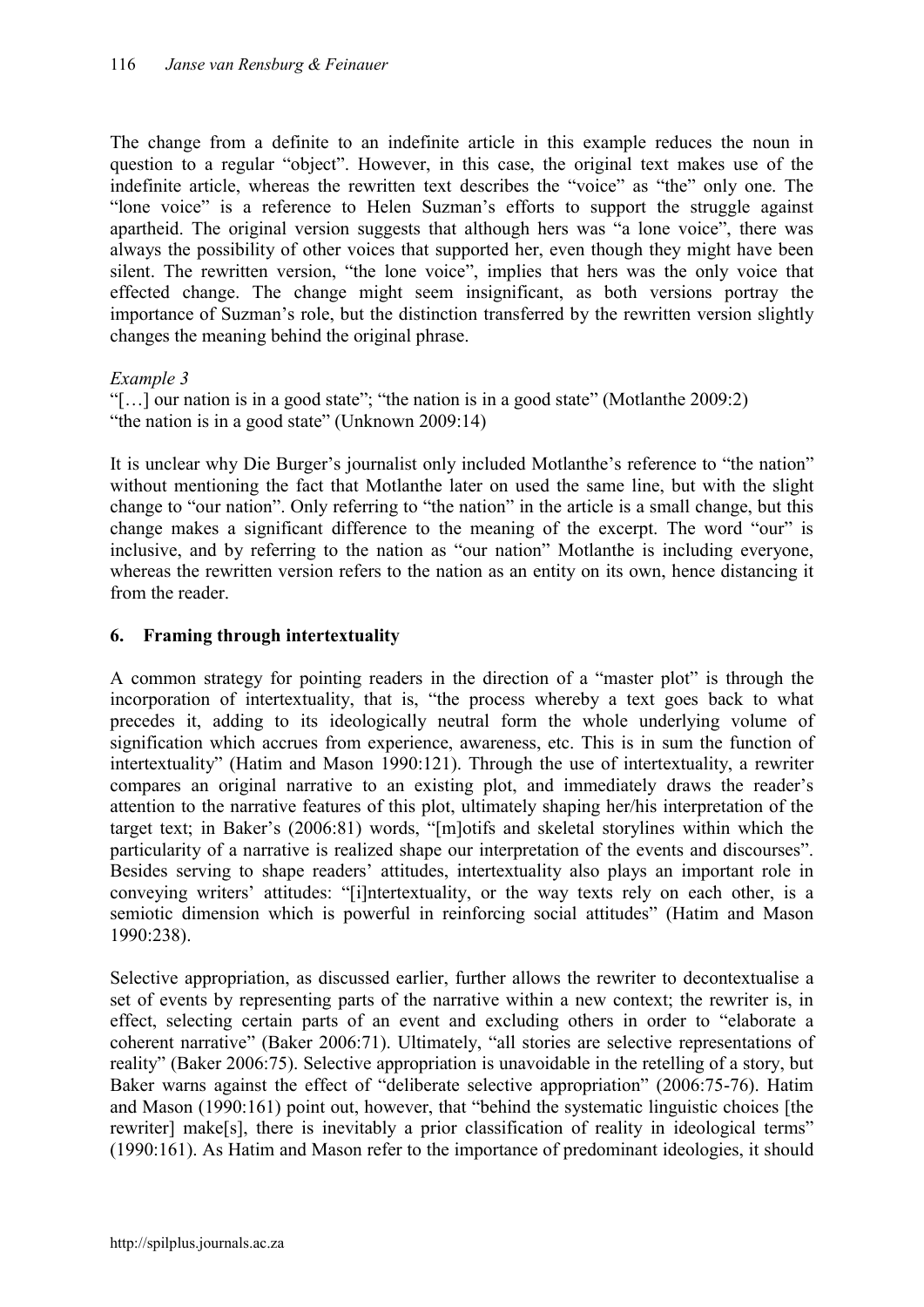The change from a definite to an indefinite article in this example reduces the noun in question to a regular "object". However, in this case, the original text makes use of the indefinite article, whereas the rewritten text describes the "voice" as "the" only one. The "lone voice" is a reference to Helen Suzman's efforts to support the struggle against apartheid. The original version suggests that although hers was "a lone voice", there was always the possibility of other voices that supported her, even though they might have been silent. The rewritten version, "the lone voice", implies that hers was the only voice that effected change. The change might seem insignificant, as both versions portray the importance of Suzman's role, but the distinction transferred by the rewritten version slightly changes the meaning behind the original phrase.

*Example 3*

"[…] our nation is in a good state"; "the nation is in a good state" (Motlanthe 2009:2)
"the nation is in a good state" (Unknown 2009:14)

It is unclear why Die Burger's journalist only included Motlanthe's reference to "the nation" without mentioning the fact that Motlanthe later on used the same line, but with the slight change to "our nation". Only referring to "the nation" in the article is a small change, but this change makes a significant difference to the meaning of the excerpt. The word "our" is inclusive, and by referring to the nation as "our nation" Motlanthe is including everyone, whereas the rewritten version refers to the nation as an entity on its own, hence distancing it from the reader.

## 6. Framing through intertextuality

A common strategy for pointing readers in the direction of a "master plot" is through the incorporation of intertextuality, that is, "the process whereby a text goes back to what precedes it, adding to its ideologically neutral form the whole underlying volume of signification which accrues from experience, awareness, etc. This is in sum the function of intertextuality" (Hatim and Mason 1990:121). Through the use of intertextuality, a rewriter compares an original narrative to an existing plot, and immediately draws the reader's attention to the narrative features of this plot, ultimately shaping her/his interpretation of the target text; in Baker's (2006:81) words, "[m]otifs and skeletal storylines within which the particularity of a narrative is realized shape our interpretation of the events and discourses". Besides serving to shape readers' attitudes, intertextuality also plays an important role in conveying writers' attitudes: "[i]ntertextuality, or the way texts rely on each other, is a semiotic dimension which is powerful in reinforcing social attitudes" (Hatim and Mason 1990:238).

Selective appropriation, as discussed earlier, further allows the rewriter to decontextualise a set of events by representing parts of the narrative within a new context; the rewriter is, in effect, selecting certain parts of an event and excluding others in order to "elaborate a coherent narrative" (Baker 2006:71). Ultimately, "all stories are selective representations of reality" (Baker 2006:75). Selective appropriation is unavoidable in the retelling of a story, but Baker warns against the effect of "deliberate selective appropriation" (2006:75-76). Hatim and Mason (1990:161) point out, however, that "behind the systematic linguistic choices [the rewriter] make[s], there is inevitably a prior classification of reality in ideological terms" (1990:161). As Hatim and Mason refer to the importance of predominant ideologies, it should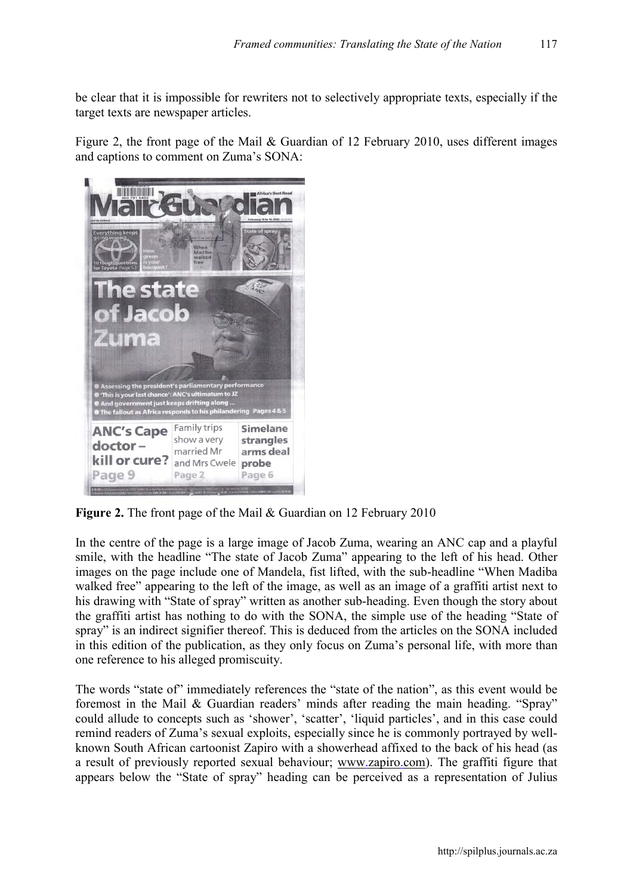be clear that it is impossible for rewriters not to selectively appropriate texts, especially if the target texts are newspaper articles.

Figure 2, the front page of the Mail & Guardian of 12 February 2010, uses different images and captions to comment on Zuma's SONA:

**Figure 2.** The front page of the Mail & Guardian on 12 February 2010

In the centre of the page is a large image of Jacob Zuma, wearing an ANC cap and a playful smile, with the headline "The state of Jacob Zuma" appearing to the left of his head. Other images on the page include one of Mandela, fist lifted, with the sub-headline "When Madiba walked free" appearing to the left of the image, as well as an image of a graffiti artist next to his drawing with "State of spray" written as another sub-heading. Even though the story about the graffiti artist has nothing to do with the SONA, the simple use of the heading "State of spray" is an indirect signifier thereof. This is deduced from the articles on the SONA included in this edition of the publication, as they only focus on Zuma's personal life, with more than one reference to his alleged promiscuity.

The words "state of" immediately references the "state of the nation", as this event would be foremost in the Mail & Guardian readers' minds after reading the main heading. "Spray" could allude to concepts such as 'shower', 'scatter', 'liquid particles', and in this case could remind readers of Zuma's sexual exploits, especially since he is commonly portrayed by well-known South African cartoonist Zapiro with a showerhead affixed to the back of his head (as a result of previously reported sexual behaviour; www.zapiro.com). The graffiti figure that appears below the "State of spray" heading can be perceived as a representation of Julius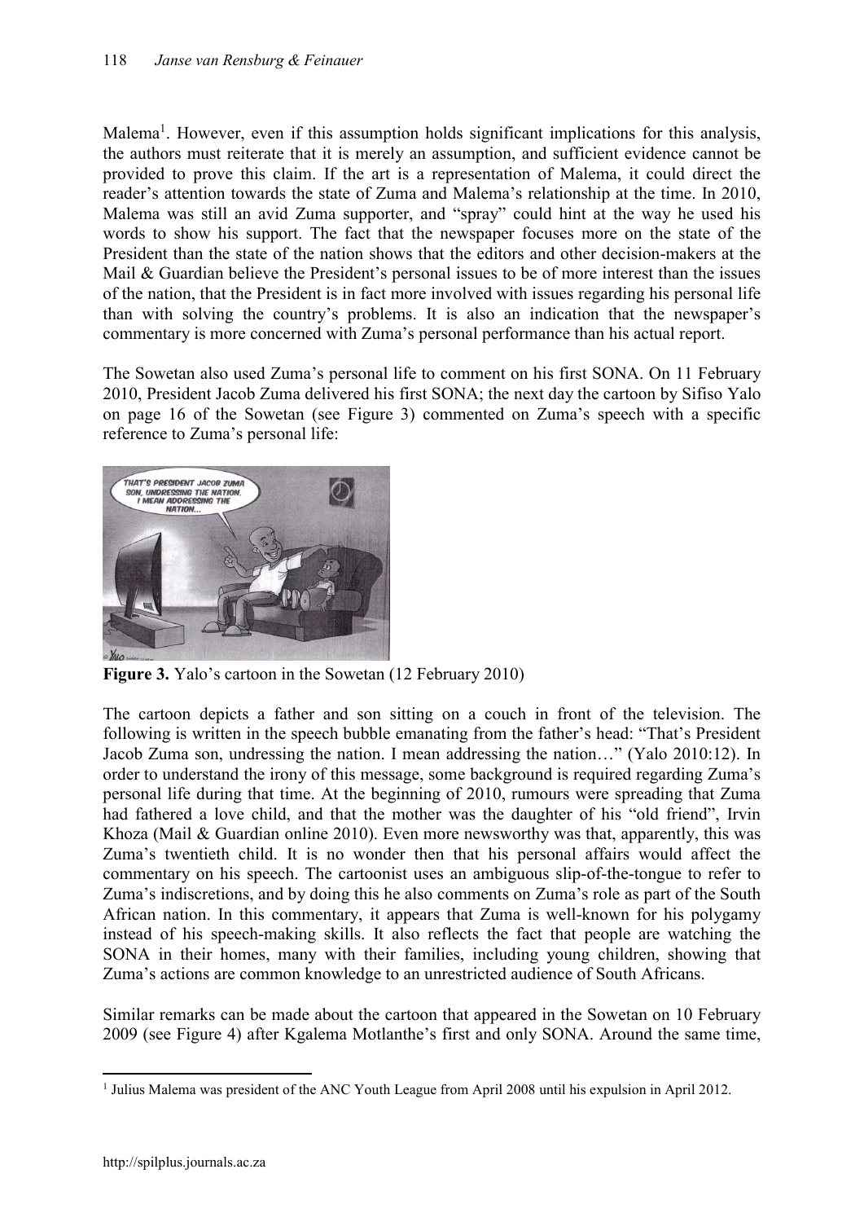Malema[1]. However, even if this assumption holds significant implications for this analysis, the authors must reiterate that it is merely an assumption, and sufficient evidence cannot be provided to prove this claim. If the art is a representation of Malema, it could direct the reader's attention towards the state of Zuma and Malema's relationship at the time. In 2010, Malema was still an avid Zuma supporter, and "spray" could hint at the way he used his words to show his support. The fact that the newspaper focuses more on the state of the President than the state of the nation shows that the editors and other decision-makers at the Mail & Guardian believe the President's personal issues to be of more interest than the issues of the nation, that the President is in fact more involved with issues regarding his personal life than with solving the country's problems. It is also an indication that the newspaper's commentary is more concerned with Zuma's personal performance than his actual report.

The Sowetan also used Zuma's personal life to comment on his first SONA. On 11 February 2010, President Jacob Zuma delivered his first SONA; the next day the cartoon by Sifiso Yalo on page 16 of the Sowetan (see Figure 3) commented on Zuma's speech with a specific reference to Zuma's personal life:

**Figure 3.** Yalo's cartoon in the Sowetan (12 February 2010)

The cartoon depicts a father and son sitting on a couch in front of the television. The following is written in the speech bubble emanating from the father's head: "That's President Jacob Zuma son, undressing the nation. I mean addressing the nation…" (Yalo 2010:12). In order to understand the irony of this message, some background is required regarding Zuma's personal life during that time. At the beginning of 2010, rumours were spreading that Zuma had fathered a love child, and that the mother was the daughter of his "old friend", Irvin Khoza (Mail & Guardian online 2010). Even more newsworthy was that, apparently, this was Zuma's twentieth child. It is no wonder then that his personal affairs would affect the commentary on his speech. The cartoonist uses an ambiguous slip-of-the-tongue to refer to Zuma's indiscretions, and by doing this he also comments on Zuma's role as part of the South African nation. In this commentary, it appears that Zuma is well-known for his polygamy instead of his speech-making skills. It also reflects the fact that people are watching the SONA in their homes, many with their families, including young children, showing that Zuma's actions are common knowledge to an unrestricted audience of South Africans.

Similar remarks can be made about the cartoon that appeared in the Sowetan on 10 February 2009 (see Figure 4) after Kgalema Motlanthe's first and only SONA. Around the same time,

[1] Julius Malema was president of the ANC Youth League from April 2008 until his expulsion in April 2012.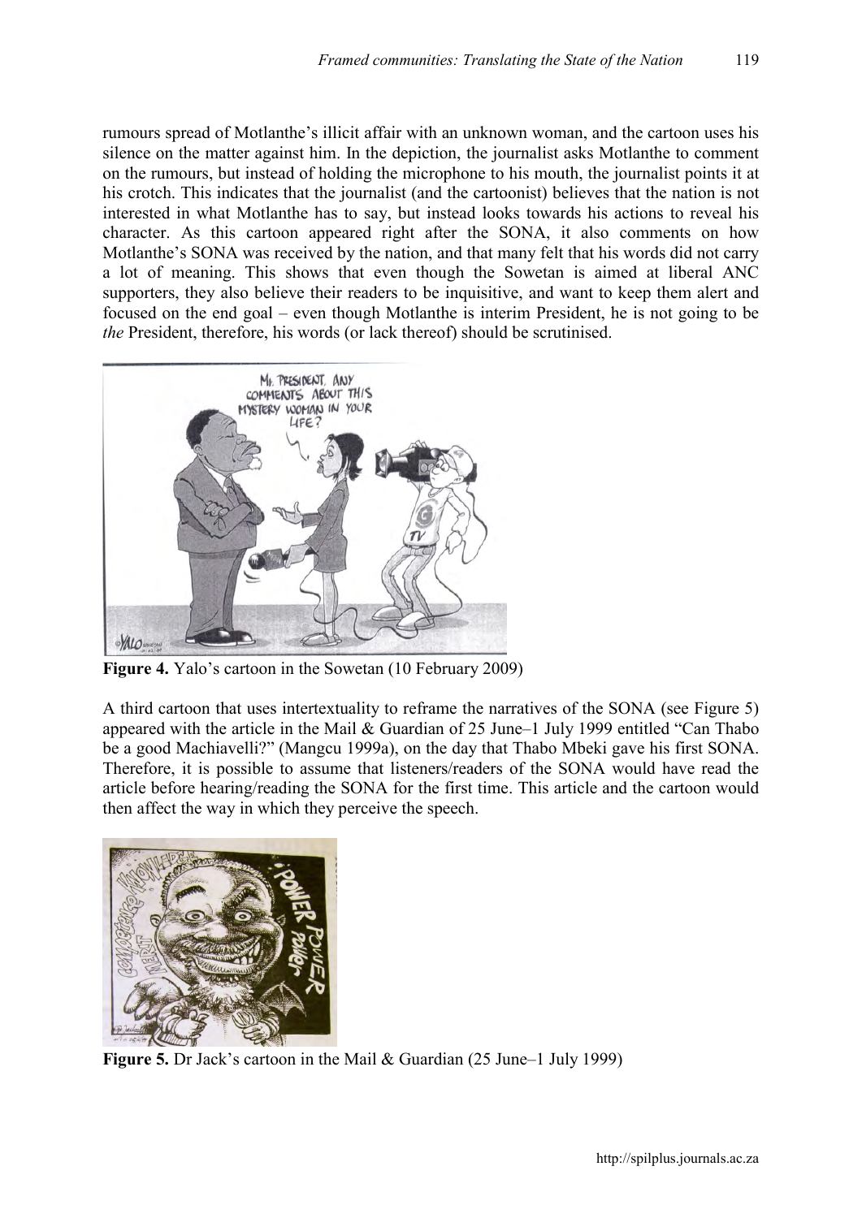rumours spread of Motlanthe's illicit affair with an unknown woman, and the cartoon uses his silence on the matter against him. In the depiction, the journalist asks Motlanthe to comment on the rumours, but instead of holding the microphone to his mouth, the journalist points it at his crotch. This indicates that the journalist (and the cartoonist) believes that the nation is not interested in what Motlanthe has to say, but instead looks towards his actions to reveal his character. As this cartoon appeared right after the SONA, it also comments on how Motlanthe's SONA was received by the nation, and that many felt that his words did not carry a lot of meaning. This shows that even though the Sowetan is aimed at liberal ANC supporters, they also believe their readers to be inquisitive, and want to keep them alert and focused on the end goal – even though Motlanthe is interim President, he is not going to be *the* President, therefore, his words (or lack thereof) should be scrutinised.

**Figure 4.** Yalo's cartoon in the Sowetan (10 February 2009)

A third cartoon that uses intertextuality to reframe the narratives of the SONA (see Figure 5) appeared with the article in the Mail & Guardian of 25 June–1 July 1999 entitled "Can Thabo be a good Machiavelli?" (Mangcu 1999a), on the day that Thabo Mbeki gave his first SONA. Therefore, it is possible to assume that listeners/readers of the SONA would have read the article before hearing/reading the SONA for the first time. This article and the cartoon would then affect the way in which they perceive the speech.

**Figure 5.** Dr Jack's cartoon in the Mail & Guardian (25 June–1 July 1999)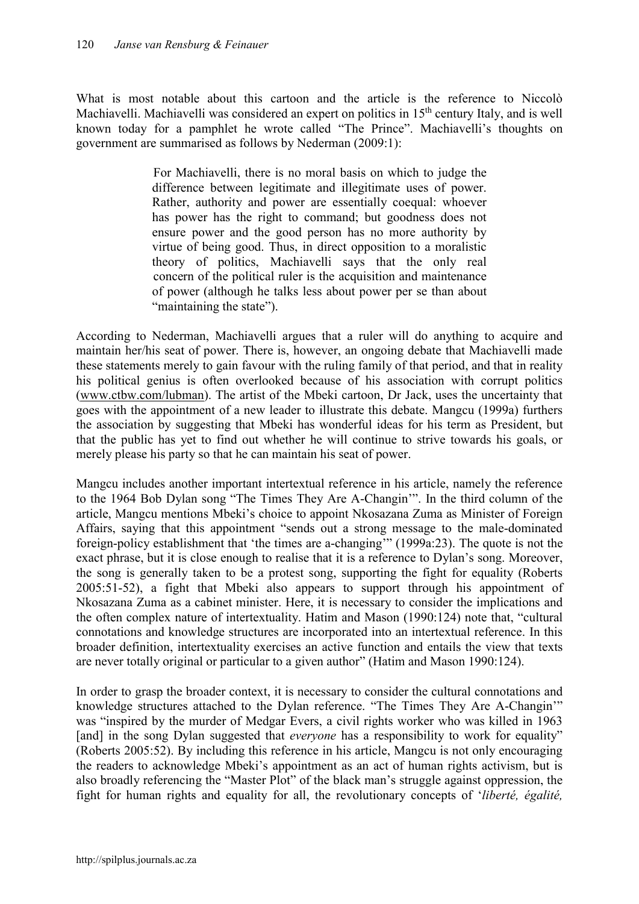What is most notable about this cartoon and the article is the reference to Niccolò Machiavelli. Machiavelli was considered an expert on politics in 15th century Italy, and is well known today for a pamphlet he wrote called "The Prince". Machiavelli's thoughts on government are summarised as follows by Nederman (2009:1):

> For Machiavelli, there is no moral basis on which to judge the difference between legitimate and illegitimate uses of power. Rather, authority and power are essentially coequal: whoever has power has the right to command; but goodness does not ensure power and the good person has no more authority by virtue of being good. Thus, in direct opposition to a moralistic theory of politics, Machiavelli says that the only real concern of the political ruler is the acquisition and maintenance of power (although he talks less about power per se than about "maintaining the state").

According to Nederman, Machiavelli argues that a ruler will do anything to acquire and maintain her/his seat of power. There is, however, an ongoing debate that Machiavelli made these statements merely to gain favour with the ruling family of that period, and that in reality his political genius is often overlooked because of his association with corrupt politics (www.ctbw.com/lubman). The artist of the Mbeki cartoon, Dr Jack, uses the uncertainty that goes with the appointment of a new leader to illustrate this debate. Mangcu (1999a) furthers the association by suggesting that Mbeki has wonderful ideas for his term as President, but that the public has yet to find out whether he will continue to strive towards his goals, or merely please his party so that he can maintain his seat of power.

Mangcu includes another important intertextual reference in his article, namely the reference to the 1964 Bob Dylan song "The Times They Are A-Changin'". In the third column of the article, Mangcu mentions Mbeki's choice to appoint Nkosazana Zuma as Minister of Foreign Affairs, saying that this appointment "sends out a strong message to the male-dominated foreign-policy establishment that 'the times are a-changing'" (1999a:23). The quote is not the exact phrase, but it is close enough to realise that it is a reference to Dylan's song. Moreover, the song is generally taken to be a protest song, supporting the fight for equality (Roberts 2005:51-52), a fight that Mbeki also appears to support through his appointment of Nkosazana Zuma as a cabinet minister. Here, it is necessary to consider the implications and the often complex nature of intertextuality. Hatim and Mason (1990:124) note that, "cultural connotations and knowledge structures are incorporated into an intertextual reference. In this broader definition, intertextuality exercises an active function and entails the view that texts are never totally original or particular to a given author" (Hatim and Mason 1990:124).

In order to grasp the broader context, it is necessary to consider the cultural connotations and knowledge structures attached to the Dylan reference. "The Times They Are A-Changin'" was "inspired by the murder of Medgar Evers, a civil rights worker who was killed in 1963 [and] in the song Dylan suggested that *everyone* has a responsibility to work for equality" (Roberts 2005:52). By including this reference in his article, Mangcu is not only encouraging the readers to acknowledge Mbeki's appointment as an act of human rights activism, but is also broadly referencing the "Master Plot" of the black man's struggle against oppression, the fight for human rights and equality for all, the revolutionary concepts of '*liberté, égalité,*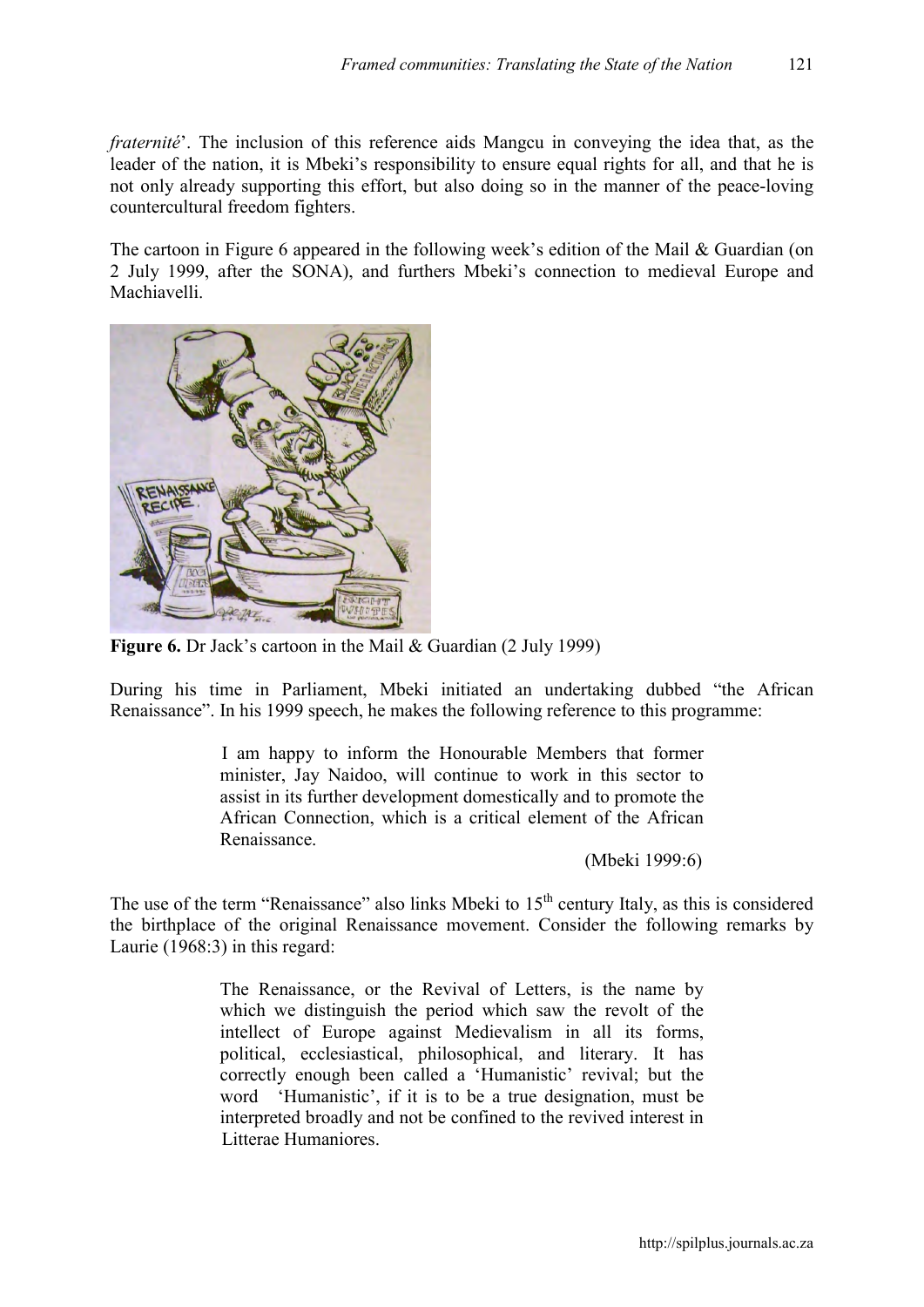*fraternité*'. The inclusion of this reference aids Mangcu in conveying the idea that, as the leader of the nation, it is Mbeki's responsibility to ensure equal rights for all, and that he is not only already supporting this effort, but also doing so in the manner of the peace-loving countercultural freedom fighters.

The cartoon in Figure 6 appeared in the following week's edition of the Mail & Guardian (on 2 July 1999, after the SONA), and furthers Mbeki's connection to medieval Europe and Machiavelli.

**Figure 6.** Dr Jack's cartoon in the Mail & Guardian (2 July 1999)

During his time in Parliament, Mbeki initiated an undertaking dubbed "the African Renaissance". In his 1999 speech, he makes the following reference to this programme:

> I am happy to inform the Honourable Members that former minister, Jay Naidoo, will continue to work in this sector to assist in its further development domestically and to promote the African Connection, which is a critical element of the African Renaissance.
>
> (Mbeki 1999:6)

The use of the term "Renaissance" also links Mbeki to 15th century Italy, as this is considered the birthplace of the original Renaissance movement. Consider the following remarks by Laurie (1968:3) in this regard:

> The Renaissance, or the Revival of Letters, is the name by which we distinguish the period which saw the revolt of the intellect of Europe against Medievalism in all its forms, political, ecclesiastical, philosophical, and literary. It has correctly enough been called a 'Humanistic' revival; but the word 'Humanistic', if it is to be a true designation, must be interpreted broadly and not be confined to the revived interest in Litterae Humaniores.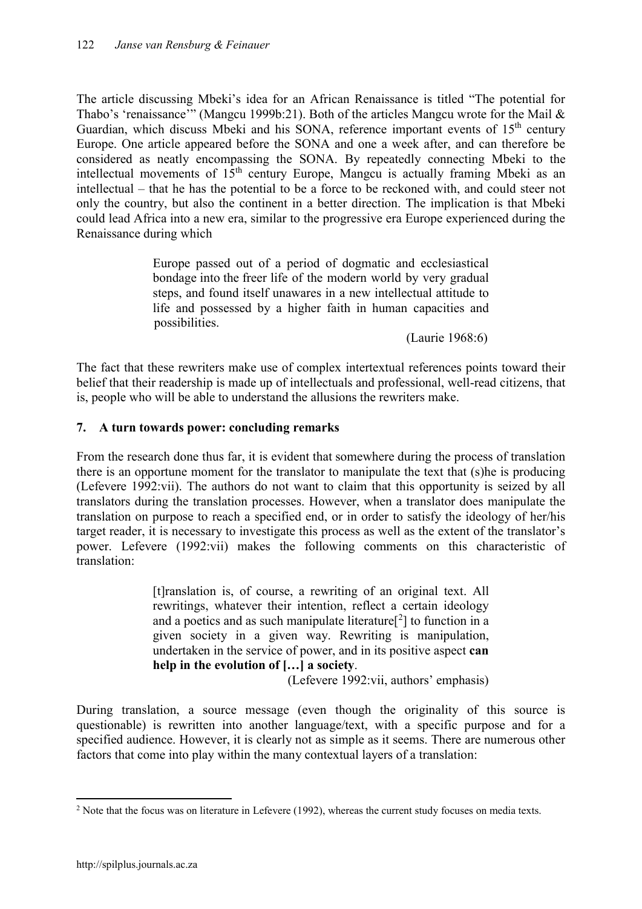The article discussing Mbeki's idea for an African Renaissance is titled "The potential for Thabo's 'renaissance'" (Mangcu 1999b:21). Both of the articles Mangcu wrote for the Mail & Guardian, which discuss Mbeki and his SONA, reference important events of 15th century Europe. One article appeared before the SONA and one a week after, and can therefore be considered as neatly encompassing the SONA. By repeatedly connecting Mbeki to the intellectual movements of 15th century Europe, Mangcu is actually framing Mbeki as an intellectual – that he has the potential to be a force to be reckoned with, and could steer not only the country, but also the continent in a better direction. The implication is that Mbeki could lead Africa into a new era, similar to the progressive era Europe experienced during the Renaissance during which

> Europe passed out of a period of dogmatic and ecclesiastical bondage into the freer life of the modern world by very gradual steps, and found itself unawares in a new intellectual attitude to life and possessed by a higher faith in human capacities and possibilities.
>
> (Laurie 1968:6)

The fact that these rewriters make use of complex intertextual references points toward their belief that their readership is made up of intellectuals and professional, well-read citizens, that is, people who will be able to understand the allusions the rewriters make.

## 7. A turn towards power: concluding remarks

From the research done thus far, it is evident that somewhere during the process of translation there is an opportune moment for the translator to manipulate the text that (s)he is producing (Lefevere 1992:vii). The authors do not want to claim that this opportunity is seized by all translators during the translation processes. However, when a translator does manipulate the translation on purpose to reach a specified end, or in order to satisfy the ideology of her/his target reader, it is necessary to investigate this process as well as the extent of the translator's power. Lefevere (1992:vii) makes the following comments on this characteristic of translation:

> [t]ranslation is, of course, a rewriting of an original text. All rewritings, whatever their intention, reflect a certain ideology and a poetics and as such manipulate literature[2] to function in a given society in a given way. Rewriting is manipulation, undertaken in the service of power, and in its positive aspect **can help in the evolution of […] a society**.
>
> (Lefevere 1992:vii, authors' emphasis)

During translation, a source message (even though the originality of this source is questionable) is rewritten into another language/text, with a specific purpose and for a specified audience. However, it is clearly not as simple as it seems. There are numerous other factors that come into play within the many contextual layers of a translation:

---

[2] Note that the focus was on literature in Lefevere (1992), whereas the current study focuses on media texts.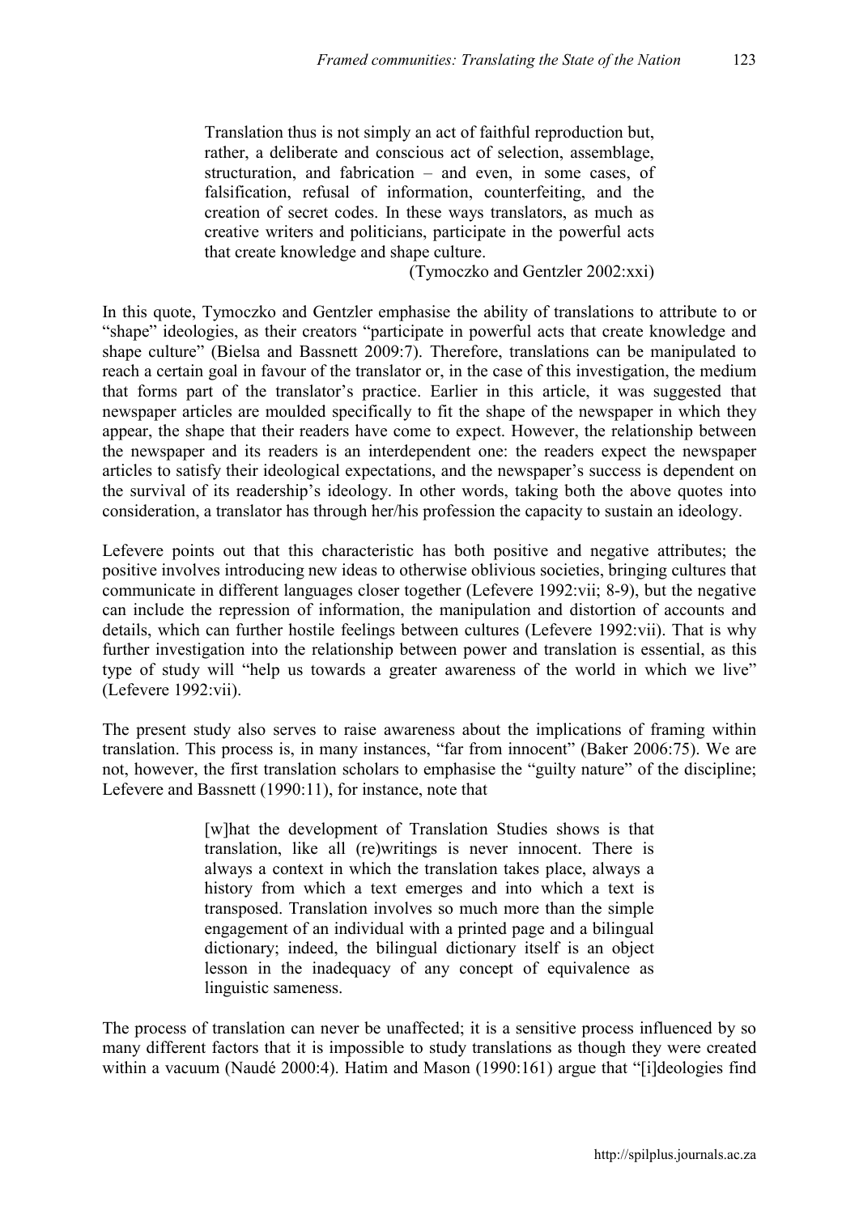> Translation thus is not simply an act of faithful reproduction but, rather, a deliberate and conscious act of selection, assemblage, structuration, and fabrication – and even, in some cases, of falsification, refusal of information, counterfeiting, and the creation of secret codes. In these ways translators, as much as creative writers and politicians, participate in the powerful acts that create knowledge and shape culture.
>
> (Tymoczko and Gentzler 2002:xxi)

In this quote, Tymoczko and Gentzler emphasise the ability of translations to attribute to or "shape" ideologies, as their creators "participate in powerful acts that create knowledge and shape culture" (Bielsa and Bassnett 2009:7). Therefore, translations can be manipulated to reach a certain goal in favour of the translator or, in the case of this investigation, the medium that forms part of the translator's practice. Earlier in this article, it was suggested that newspaper articles are moulded specifically to fit the shape of the newspaper in which they appear, the shape that their readers have come to expect. However, the relationship between the newspaper and its readers is an interdependent one: the readers expect the newspaper articles to satisfy their ideological expectations, and the newspaper's success is dependent on the survival of its readership's ideology. In other words, taking both the above quotes into consideration, a translator has through her/his profession the capacity to sustain an ideology.

Lefevere points out that this characteristic has both positive and negative attributes; the positive involves introducing new ideas to otherwise oblivious societies, bringing cultures that communicate in different languages closer together (Lefevere 1992:vii; 8-9), but the negative can include the repression of information, the manipulation and distortion of accounts and details, which can further hostile feelings between cultures (Lefevere 1992:vii). That is why further investigation into the relationship between power and translation is essential, as this type of study will "help us towards a greater awareness of the world in which we live" (Lefevere 1992:vii).

The present study also serves to raise awareness about the implications of framing within translation. This process is, in many instances, "far from innocent" (Baker 2006:75). We are not, however, the first translation scholars to emphasise the "guilty nature" of the discipline; Lefevere and Bassnett (1990:11), for instance, note that

> [w]hat the development of Translation Studies shows is that translation, like all (re)writings is never innocent. There is always a context in which the translation takes place, always a history from which a text emerges and into which a text is transposed. Translation involves so much more than the simple engagement of an individual with a printed page and a bilingual dictionary; indeed, the bilingual dictionary itself is an object lesson in the inadequacy of any concept of equivalence as linguistic sameness.

The process of translation can never be unaffected; it is a sensitive process influenced by so many different factors that it is impossible to study translations as though they were created within a vacuum (Naudé 2000:4). Hatim and Mason (1990:161) argue that "[i]deologies find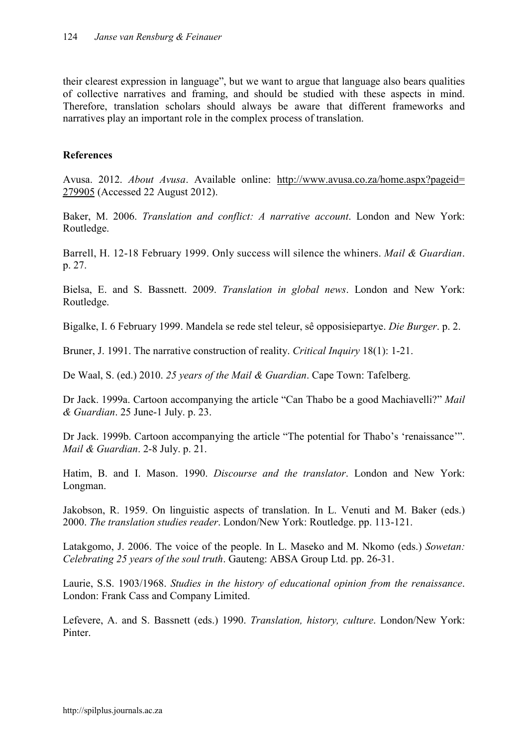their clearest expression in language", but we want to argue that language also bears qualities of collective narratives and framing, and should be studied with these aspects in mind. Therefore, translation scholars should always be aware that different frameworks and narratives play an important role in the complex process of translation.

**References**

Avusa. 2012. *About Avusa*. Available online: http://www.avusa.co.za/home.aspx?pageid=279905 (Accessed 22 August 2012).

Baker, M. 2006. *Translation and conflict: A narrative account*. London and New York: Routledge.

Barrell, H. 12-18 February 1999. Only success will silence the whiners. *Mail & Guardian*. p. 27.

Bielsa, E. and S. Bassnett. 2009. *Translation in global news*. London and New York: Routledge.

Bigalke, I. 6 February 1999. Mandela se rede stel teleur, sê opposisiepartye. *Die Burger*. p. 2.

Bruner, J. 1991. The narrative construction of reality. *Critical Inquiry* 18(1): 1-21.

De Waal, S. (ed.) 2010. *25 years of the Mail & Guardian*. Cape Town: Tafelberg.

Dr Jack. 1999a. Cartoon accompanying the article "Can Thabo be a good Machiavelli?" *Mail & Guardian*. 25 June-1 July. p. 23.

Dr Jack. 1999b. Cartoon accompanying the article "The potential for Thabo's 'renaissance'". *Mail & Guardian*. 2-8 July. p. 21.

Hatim, B. and I. Mason. 1990. *Discourse and the translator*. London and New York: Longman.

Jakobson, R. 1959. On linguistic aspects of translation. In L. Venuti and M. Baker (eds.) 2000. *The translation studies reader*. London/New York: Routledge. pp. 113-121.

Latakgomo, J. 2006. The voice of the people. In L. Maseko and M. Nkomo (eds.) *Sowetan: Celebrating 25 years of the soul truth*. Gauteng: ABSA Group Ltd. pp. 26-31.

Laurie, S.S. 1903/1968. *Studies in the history of educational opinion from the renaissance*. London: Frank Cass and Company Limited.

Lefevere, A. and S. Bassnett (eds.) 1990. *Translation, history, culture*. London/New York: Pinter.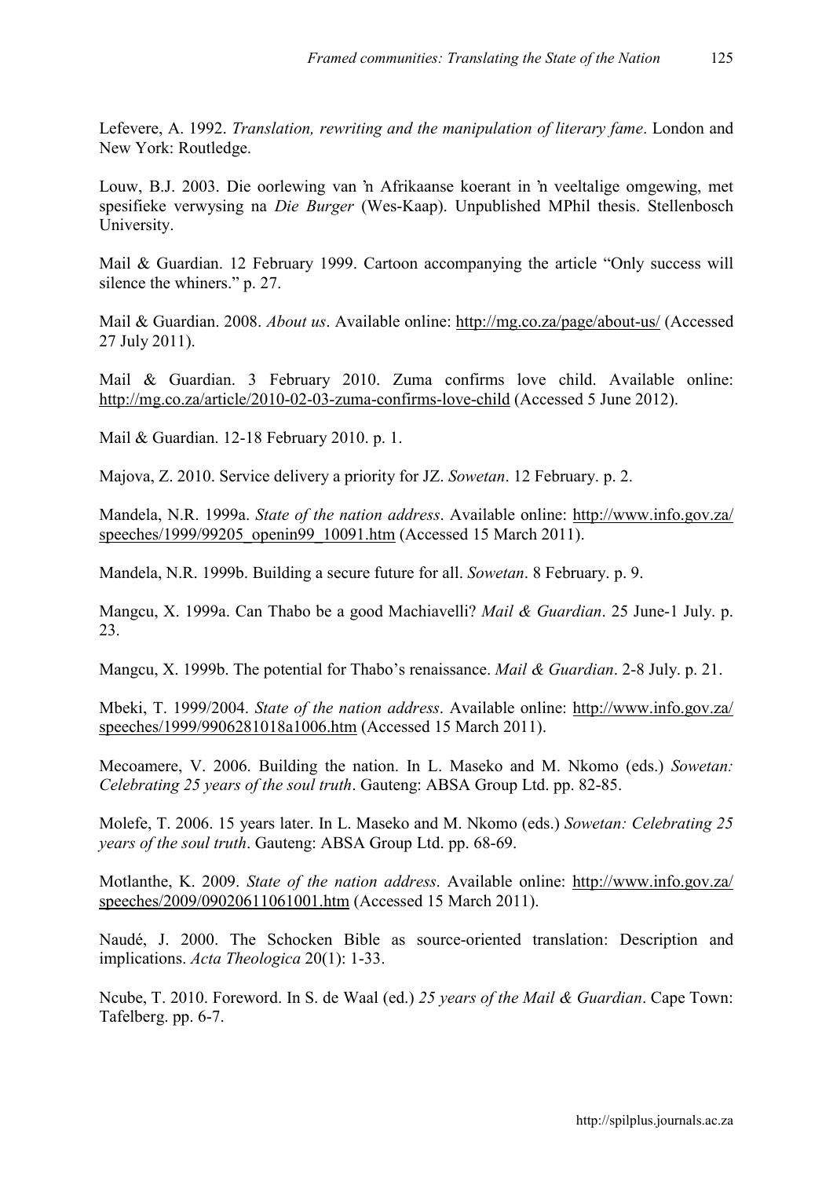Lefevere, A. 1992. *Translation, rewriting and the manipulation of literary fame*. London and New York: Routledge.

Louw, B.J. 2003. Die oorlewing van ŉ Afrikaanse koerant in ŉ veeltalige omgewing, met spesifieke verwysing na *Die Burger* (Wes-Kaap). Unpublished MPhil thesis. Stellenbosch University.

Mail & Guardian. 12 February 1999. Cartoon accompanying the article "Only success will silence the whiners." p. 27.

Mail & Guardian. 2008. *About us*. Available online: http://mg.co.za/page/about-us/ (Accessed 27 July 2011).

Mail & Guardian. 3 February 2010. Zuma confirms love child. Available online: http://mg.co.za/article/2010-02-03-zuma-confirms-love-child (Accessed 5 June 2012).

Mail & Guardian. 12-18 February 2010. p. 1.

Majova, Z. 2010. Service delivery a priority for JZ. *Sowetan*. 12 February. p. 2.

Mandela, N.R. 1999a. *State of the nation address*. Available online: http://www.info.gov.za/speeches/1999/99205_openin99_10091.htm (Accessed 15 March 2011).

Mandela, N.R. 1999b. Building a secure future for all. *Sowetan*. 8 February. p. 9.

Mangcu, X. 1999a. Can Thabo be a good Machiavelli? *Mail & Guardian*. 25 June-1 July. p. 23.

Mangcu, X. 1999b. The potential for Thabo's renaissance. *Mail & Guardian*. 2-8 July. p. 21.

Mbeki, T. 1999/2004. *State of the nation address*. Available online: http://www.info.gov.za/speeches/1999/9906281018a1006.htm (Accessed 15 March 2011).

Mecoamere, V. 2006. Building the nation. In L. Maseko and M. Nkomo (eds.) *Sowetan: Celebrating 25 years of the soul truth*. Gauteng: ABSA Group Ltd. pp. 82-85.

Molefe, T. 2006. 15 years later. In L. Maseko and M. Nkomo (eds.) *Sowetan: Celebrating 25 years of the soul truth*. Gauteng: ABSA Group Ltd. pp. 68-69.

Motlanthe, K. 2009. *State of the nation address*. Available online: http://www.info.gov.za/speeches/2009/09020611061001.htm (Accessed 15 March 2011).

Naudé, J. 2000. The Schocken Bible as source-oriented translation: Description and implications. *Acta Theologica* 20(1): 1-33.

Ncube, T. 2010. Foreword. In S. de Waal (ed.) *25 years of the Mail & Guardian*. Cape Town: Tafelberg. pp. 6-7.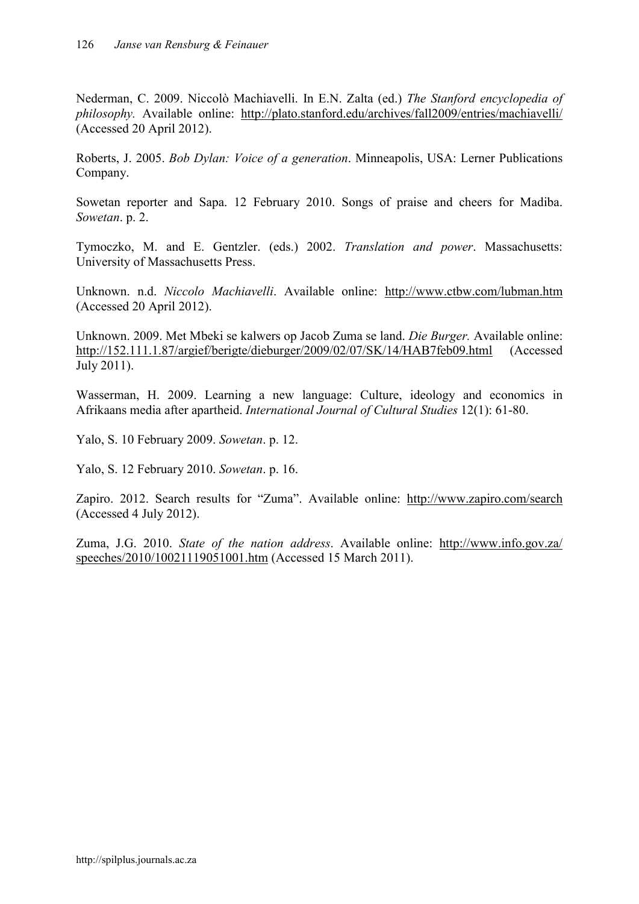Nederman, C. 2009. Niccolò Machiavelli. In E.N. Zalta (ed.) *The Stanford encyclopedia of philosophy.* Available online: http://plato.stanford.edu/archives/fall2009/entries/machiavelli/ (Accessed 20 April 2012).

Roberts, J. 2005. *Bob Dylan: Voice of a generation*. Minneapolis, USA: Lerner Publications Company.

Sowetan reporter and Sapa. 12 February 2010. Songs of praise and cheers for Madiba. *Sowetan*. p. 2.

Tymoczko, M. and E. Gentzler. (eds.) 2002. *Translation and power*. Massachusetts: University of Massachusetts Press.

Unknown. n.d. *Niccolo Machiavelli*. Available online: http://www.ctbw.com/lubman.htm (Accessed 20 April 2012).

Unknown. 2009. Met Mbeki se kalwers op Jacob Zuma se land. *Die Burger.* Available online: http://152.111.1.87/argief/berigte/dieburger/2009/02/07/SK/14/HAB7feb09.html (Accessed July 2011).

Wasserman, H. 2009. Learning a new language: Culture, ideology and economics in Afrikaans media after apartheid. *International Journal of Cultural Studies* 12(1): 61-80.

Yalo, S. 10 February 2009. *Sowetan*. p. 12.

Yalo, S. 12 February 2010. *Sowetan*. p. 16.

Zapiro. 2012. Search results for "Zuma". Available online: http://www.zapiro.com/search (Accessed 4 July 2012).

Zuma, J.G. 2010. *State of the nation address*. Available online: http://www.info.gov.za/speeches/2010/10021119051001.htm (Accessed 15 March 2011).